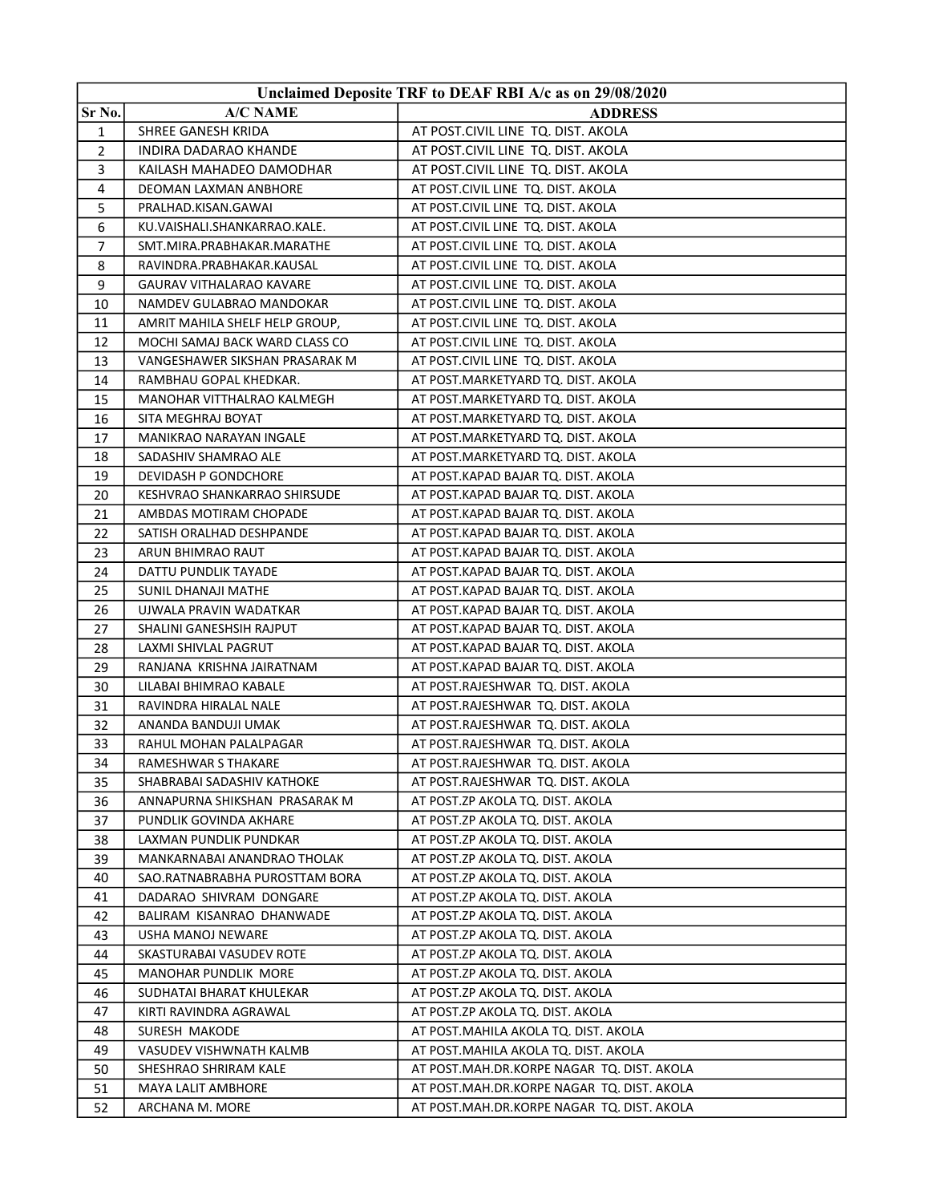| Unclaimed Deposite TRF to DEAF RBI A/c as on 29/08/2020 | | |
|---|---|---|
| Sr No. | A/C NAME | ADDRESS |
| 1 | SHREE GANESH KRIDA | AT POST.CIVIL LINE TQ. DIST. AKOLA |
| 2 | INDIRA DADARAO KHANDE | AT POST.CIVIL LINE TQ. DIST. AKOLA |
| 3 | KAILASH MAHADEO DAMODHAR | AT POST.CIVIL LINE TQ. DIST. AKOLA |
| 4 | DEOMAN LAXMAN ANBHORE | AT POST.CIVIL LINE TQ. DIST. AKOLA |
| 5 | PRALHAD.KISAN.GAWAI | AT POST.CIVIL LINE TQ. DIST. AKOLA |
| 6 | KU.VAISHALI.SHANKARRAO.KALE. | AT POST.CIVIL LINE TQ. DIST. AKOLA |
| 7 | SMT.MIRA.PRABHAKAR.MARATHE | AT POST.CIVIL LINE TQ. DIST. AKOLA |
| 8 | RAVINDRA.PRABHAKAR.KAUSAL | AT POST.CIVIL LINE TQ. DIST. AKOLA |
| 9 | GAURAV VITHALARAO KAVARE | AT POST.CIVIL LINE TQ. DIST. AKOLA |
| 10 | NAMDEV GULABRAO MANDOKAR | AT POST.CIVIL LINE TQ. DIST. AKOLA |
| 11 | AMRIT MAHILA SHELF HELP GROUP, | AT POST.CIVIL LINE TQ. DIST. AKOLA |
| 12 | MOCHI SAMAJ BACK WARD CLASS CO | AT POST.CIVIL LINE TQ. DIST. AKOLA |
| 13 | VANGESHAWER SIKSHAN PRASARAK M | AT POST.CIVIL LINE TQ. DIST. AKOLA |
| 14 | RAMBHAU GOPAL KHEDKAR. | AT POST.MARKETYARD TQ. DIST. AKOLA |
| 15 | MANOHAR VITTHALRAO KALMEGH | AT POST.MARKETYARD TQ. DIST. AKOLA |
| 16 | SITA MEGHRAJ BOYAT | AT POST.MARKETYARD TQ. DIST. AKOLA |
| 17 | MANIKRAO NARAYAN INGALE | AT POST.MARKETYARD TQ. DIST. AKOLA |
| 18 | SADASHIV SHAMRAO ALE | AT POST.MARKETYARD TQ. DIST. AKOLA |
| 19 | DEVIDASH P GONDCHORE | AT POST.KAPAD BAJAR TQ. DIST. AKOLA |
| 20 | KESHVRAO SHANKARRAO SHIRSUDE | AT POST.KAPAD BAJAR TQ. DIST. AKOLA |
| 21 | AMBDAS MOTIRAM CHOPADE | AT POST.KAPAD BAJAR TQ. DIST. AKOLA |
| 22 | SATISH ORALHAD DESHPANDE | AT POST.KAPAD BAJAR TQ. DIST. AKOLA |
| 23 | ARUN BHIMRAO RAUT | AT POST.KAPAD BAJAR TQ. DIST. AKOLA |
| 24 | DATTU PUNDLIK TAYADE | AT POST.KAPAD BAJAR TQ. DIST. AKOLA |
| 25 | SUNIL DHANAJI MATHE | AT POST.KAPAD BAJAR TQ. DIST. AKOLA |
| 26 | UJWALA PRAVIN WADATKAR | AT POST.KAPAD BAJAR TQ. DIST. AKOLA |
| 27 | SHALINI GANESHSIH RAJPUT | AT POST.KAPAD BAJAR TQ. DIST. AKOLA |
| 28 | LAXMI SHIVLAL PAGRUT | AT POST.KAPAD BAJAR TQ. DIST. AKOLA |
| 29 | RANJANA KRISHNA JAIRATNAM | AT POST.KAPAD BAJAR TQ. DIST. AKOLA |
| 30 | LILABAI BHIMRAO KABALE | AT POST.RAJESHWAR TQ. DIST. AKOLA |
| 31 | RAVINDRA HIRALAL NALE | AT POST.RAJESHWAR TQ. DIST. AKOLA |
| 32 | ANANDA BANDUJI UMAK | AT POST.RAJESHWAR TQ. DIST. AKOLA |
| 33 | RAHUL MOHAN PALALPAGAR | AT POST.RAJESHWAR TQ. DIST. AKOLA |
| 34 | RAMESHWAR S THAKARE | AT POST.RAJESHWAR TQ. DIST. AKOLA |
| 35 | SHABRABAI SADASHIV KATHOKE | AT POST.RAJESHWAR TQ. DIST. AKOLA |
| 36 | ANNAPURNA SHIKSHAN PRASARAK M | AT POST.ZP AKOLA TQ. DIST. AKOLA |
| 37 | PUNDLIK GOVINDA AKHARE | AT POST.ZP AKOLA TQ. DIST. AKOLA |
| 38 | LAXMAN PUNDLIK PUNDKAR | AT POST.ZP AKOLA TQ. DIST. AKOLA |
| 39 | MANKARNABAI ANANDRAO THOLAK | AT POST.ZP AKOLA TQ. DIST. AKOLA |
| 40 | SAO.RATNABRABHA PUROSTTAM BORA | AT POST.ZP AKOLA TQ. DIST. AKOLA |
| 41 | DADARAO SHIVRAM DONGARE | AT POST.ZP AKOLA TQ. DIST. AKOLA |
| 42 | BALIRAM KISANRAO DHANWADE | AT POST.ZP AKOLA TQ. DIST. AKOLA |
| 43 | USHA MANOJ NEWARE | AT POST.ZP AKOLA TQ. DIST. AKOLA |
| 44 | SKASTURABAI VASUDEV ROTE | AT POST.ZP AKOLA TQ. DIST. AKOLA |
| 45 | MANOHAR PUNDLIK MORE | AT POST.ZP AKOLA TQ. DIST. AKOLA |
| 46 | SUDHATAI BHARAT KHULEKAR | AT POST.ZP AKOLA TQ. DIST. AKOLA |
| 47 | KIRTI RAVINDRA AGRAWAL | AT POST.ZP AKOLA TQ. DIST. AKOLA |
| 48 | SURESH MAKODE | AT POST.MAHILA AKOLA TQ. DIST. AKOLA |
| 49 | VASUDEV VISHWNATH KALMB | AT POST.MAHILA AKOLA TQ. DIST. AKOLA |
| 50 | SHESHRAO SHRIRAM KALE | AT POST.MAH.DR.KORPE NAGAR TQ. DIST. AKOLA |
| 51 | MAYA LALIT AMBHORE | AT POST.MAH.DR.KORPE NAGAR TQ. DIST. AKOLA |
| 52 | ARCHANA M. MORE | AT POST.MAH.DR.KORPE NAGAR TQ. DIST. AKOLA |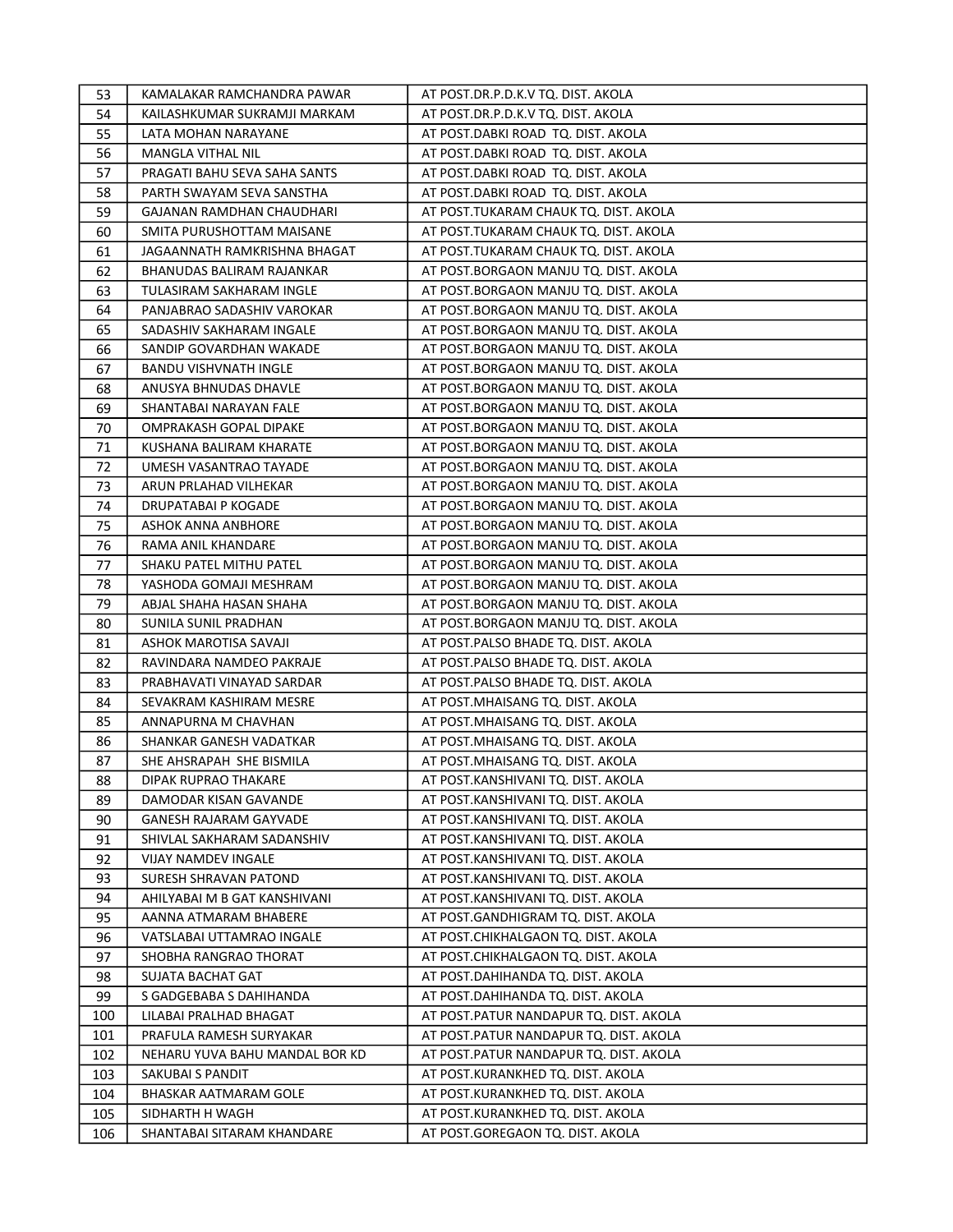| 53 | KAMALAKAR RAMCHANDRA PAWAR | AT POST.DR.P.D.K.V TQ. DIST. AKOLA |
|---|---|---|
| 54 | KAILASHKUMAR SUKRAMJI MARKAM | AT POST.DR.P.D.K.V TQ. DIST. AKOLA |
| 55 | LATA MOHAN NARAYANE | AT POST.DABKI ROAD TQ. DIST. AKOLA |
| 56 | MANGLA VITHAL NIL | AT POST.DABKI ROAD TQ. DIST. AKOLA |
| 57 | PRAGATI BAHU SEVA SAHA SANTS | AT POST.DABKI ROAD TQ. DIST. AKOLA |
| 58 | PARTH SWAYAM SEVA SANSTHA | AT POST.DABKI ROAD TQ. DIST. AKOLA |
| 59 | GAJANAN RAMDHAN CHAUDHARI | AT POST.TUKARAM CHAUK TQ. DIST. AKOLA |
| 60 | SMITA PURUSHOTTAM MAISANE | AT POST.TUKARAM CHAUK TQ. DIST. AKOLA |
| 61 | JAGAANNATH RAMKRISHNA BHAGAT | AT POST.TUKARAM CHAUK TQ. DIST. AKOLA |
| 62 | BHANUDAS BALIRAM RAJANKAR | AT POST.BORGAON MANJU TQ. DIST. AKOLA |
| 63 | TULASIRAM SAKHARAM INGLE | AT POST.BORGAON MANJU TQ. DIST. AKOLA |
| 64 | PANJABRAO SADASHIV VAROKAR | AT POST.BORGAON MANJU TQ. DIST. AKOLA |
| 65 | SADASHIV SAKHARAM INGALE | AT POST.BORGAON MANJU TQ. DIST. AKOLA |
| 66 | SANDIP GOVARDHAN WAKADE | AT POST.BORGAON MANJU TQ. DIST. AKOLA |
| 67 | BANDU VISHVNATH INGLE | AT POST.BORGAON MANJU TQ. DIST. AKOLA |
| 68 | ANUSYA BHNUDAS DHAVLE | AT POST.BORGAON MANJU TQ. DIST. AKOLA |
| 69 | SHANTABAI NARAYAN FALE | AT POST.BORGAON MANJU TQ. DIST. AKOLA |
| 70 | OMPRAKASH GOPAL DIPAKE | AT POST.BORGAON MANJU TQ. DIST. AKOLA |
| 71 | KUSHANA BALIRAM KHARATE | AT POST.BORGAON MANJU TQ. DIST. AKOLA |
| 72 | UMESH VASANTRAO TAYADE | AT POST.BORGAON MANJU TQ. DIST. AKOLA |
| 73 | ARUN PRLAHAD VILHEKAR | AT POST.BORGAON MANJU TQ. DIST. AKOLA |
| 74 | DRUPATABAI P KOGADE | AT POST.BORGAON MANJU TQ. DIST. AKOLA |
| 75 | ASHOK ANNA ANBHORE | AT POST.BORGAON MANJU TQ. DIST. AKOLA |
| 76 | RAMA ANIL KHANDARE | AT POST.BORGAON MANJU TQ. DIST. AKOLA |
| 77 | SHAKU PATEL MITHU PATEL | AT POST.BORGAON MANJU TQ. DIST. AKOLA |
| 78 | YASHODA GOMAJI MESHRAM | AT POST.BORGAON MANJU TQ. DIST. AKOLA |
| 79 | ABJAL SHAHA HASAN SHAHA | AT POST.BORGAON MANJU TQ. DIST. AKOLA |
| 80 | SUNILA SUNIL PRADHAN | AT POST.BORGAON MANJU TQ. DIST. AKOLA |
| 81 | ASHOK MAROTISA SAVAJI | AT POST.PALSO BHADE TQ. DIST. AKOLA |
| 82 | RAVINDARA NAMDEO PAKRAJE | AT POST.PALSO BHADE TQ. DIST. AKOLA |
| 83 | PRABHAVATI VINAYAD SARDAR | AT POST.PALSO BHADE TQ. DIST. AKOLA |
| 84 | SEVAKRAM KASHIRAM MESRE | AT POST.MHAISANG TQ. DIST. AKOLA |
| 85 | ANNAPURNA M CHAVHAN | AT POST.MHAISANG TQ. DIST. AKOLA |
| 86 | SHANKAR GANESH VADATKAR | AT POST.MHAISANG TQ. DIST. AKOLA |
| 87 | SHE AHSRAPAH SHE BISMILA | AT POST.MHAISANG TQ. DIST. AKOLA |
| 88 | DIPAK RUPRAO THAKARE | AT POST.KANSHIVANI TQ. DIST. AKOLA |
| 89 | DAMODAR KISAN GAVANDE | AT POST.KANSHIVANI TQ. DIST. AKOLA |
| 90 | GANESH RAJARAM GAYVADE | AT POST.KANSHIVANI TQ. DIST. AKOLA |
| 91 | SHIVLAL SAKHARAM SADANSHIV | AT POST.KANSHIVANI TQ. DIST. AKOLA |
| 92 | VIJAY NAMDEV INGALE | AT POST.KANSHIVANI TQ. DIST. AKOLA |
| 93 | SURESH SHRAVAN PATOND | AT POST.KANSHIVANI TQ. DIST. AKOLA |
| 94 | AHILYABAI M B GAT KANSHIVANI | AT POST.KANSHIVANI TQ. DIST. AKOLA |
| 95 | AANNA ATMARAM BHABERE | AT POST.GANDHIGRAM TQ. DIST. AKOLA |
| 96 | VATSLABAI UTTAMRAO INGALE | AT POST.CHIKHALGAON TQ. DIST. AKOLA |
| 97 | SHOBHA RANGRAO THORAT | AT POST.CHIKHALGAON TQ. DIST. AKOLA |
| 98 | SUJATA BACHAT GAT | AT POST.DAHIHANDA TQ. DIST. AKOLA |
| 99 | S GADGEBABA S DAHIHANDA | AT POST.DAHIHANDA TQ. DIST. AKOLA |
| 100 | LILABAI PRALHAD BHAGAT | AT POST.PATUR NANDAPUR TQ. DIST. AKOLA |
| 101 | PRAFULA RAMESH SURYAKAR | AT POST.PATUR NANDAPUR TQ. DIST. AKOLA |
| 102 | NEHARU YUVA BAHU MANDAL BOR KD | AT POST.PATUR NANDAPUR TQ. DIST. AKOLA |
| 103 | SAKUBAI S PANDIT | AT POST.KURANKHED TQ. DIST. AKOLA |
| 104 | BHASKAR AATMARAM GOLE | AT POST.KURANKHED TQ. DIST. AKOLA |
| 105 | SIDHARTH H WAGH | AT POST.KURANKHED TQ. DIST. AKOLA |
| 106 | SHANTABAI SITARAM KHANDARE | AT POST.GOREGAON TQ. DIST. AKOLA |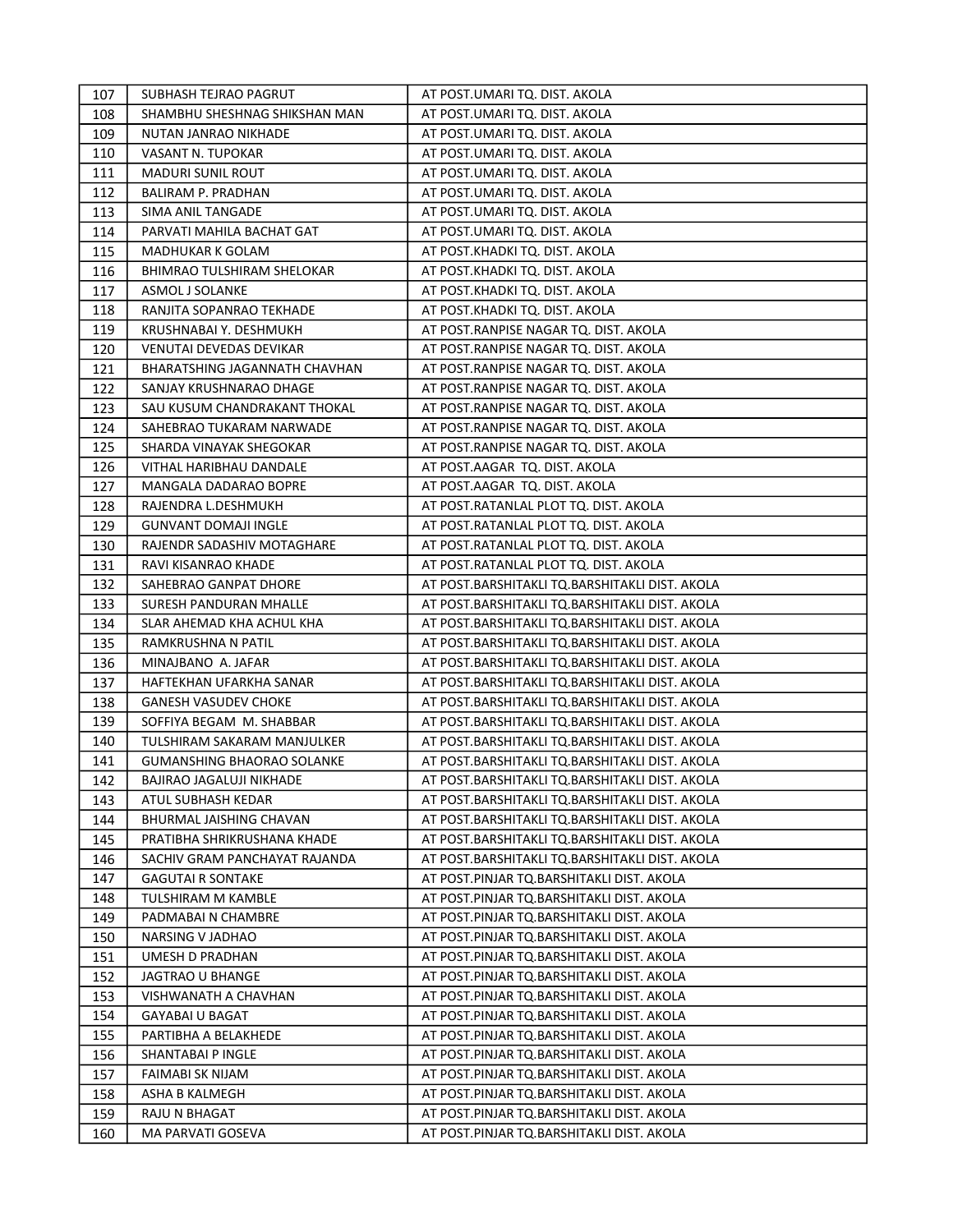| 107 | SUBHASH TEJRAO PAGRUT | AT POST.UMARI TQ. DIST. AKOLA |
|---|---|---|
| 108 | SHAMBHU SHESHNAG SHIKSHAN MAN | AT POST.UMARI TQ. DIST. AKOLA |
| 109 | NUTAN JANRAO NIKHADE | AT POST.UMARI TQ. DIST. AKOLA |
| 110 | VASANT N. TUPOKAR | AT POST.UMARI TQ. DIST. AKOLA |
| 111 | MADURI SUNIL ROUT | AT POST.UMARI TQ. DIST. AKOLA |
| 112 | BALIRAM P. PRADHAN | AT POST.UMARI TQ. DIST. AKOLA |
| 113 | SIMA ANIL TANGADE | AT POST.UMARI TQ. DIST. AKOLA |
| 114 | PARVATI MAHILA BACHAT GAT | AT POST.UMARI TQ. DIST. AKOLA |
| 115 | MADHUKAR K GOLAM | AT POST.KHADKI TQ. DIST. AKOLA |
| 116 | BHIMRAO TULSHIRAM SHELOKAR | AT POST.KHADKI TQ. DIST. AKOLA |
| 117 | ASMOL J SOLANKE | AT POST.KHADKI TQ. DIST. AKOLA |
| 118 | RANJITA SOPANRAO TEKHADE | AT POST.KHADKI TQ. DIST. AKOLA |
| 119 | KRUSHNABAI Y. DESHMUKH | AT POST.RANPISE NAGAR TQ. DIST. AKOLA |
| 120 | VENUTAI DEVEDAS DEVIKAR | AT POST.RANPISE NAGAR TQ. DIST. AKOLA |
| 121 | BHARATSHING JAGANNATH CHAVHAN | AT POST.RANPISE NAGAR TQ. DIST. AKOLA |
| 122 | SANJAY KRUSHNARAO DHAGE | AT POST.RANPISE NAGAR TQ. DIST. AKOLA |
| 123 | SAU KUSUM CHANDRAKANT THOKAL | AT POST.RANPISE NAGAR TQ. DIST. AKOLA |
| 124 | SAHEBRAO TUKARAM NARWADE | AT POST.RANPISE NAGAR TQ. DIST. AKOLA |
| 125 | SHARDA VINAYAK SHEGOKAR | AT POST.RANPISE NAGAR TQ. DIST. AKOLA |
| 126 | VITHAL HARIBHAU DANDALE | AT POST.AAGAR TQ. DIST. AKOLA |
| 127 | MANGALA DADARAO BOPRE | AT POST.AAGAR TQ. DIST. AKOLA |
| 128 | RAJENDRA L.DESHMUKH | AT POST.RATANLAL PLOT TQ. DIST. AKOLA |
| 129 | GUNVANT DOMAJI INGLE | AT POST.RATANLAL PLOT TQ. DIST. AKOLA |
| 130 | RAJENDR SADASHIV MOTAGHARE | AT POST.RATANLAL PLOT TQ. DIST. AKOLA |
| 131 | RAVI KISANRAO KHADE | AT POST.RATANLAL PLOT TQ. DIST. AKOLA |
| 132 | SAHEBRAO GANPAT DHORE | AT POST.BARSHITAKLI TQ.BARSHITAKLI DIST. AKOLA |
| 133 | SURESH PANDURAN MHALLE | AT POST.BARSHITAKLI TQ.BARSHITAKLI DIST. AKOLA |
| 134 | SLAR AHEMAD KHA ACHUL KHA | AT POST.BARSHITAKLI TQ.BARSHITAKLI DIST. AKOLA |
| 135 | RAMKRUSHNA N PATIL | AT POST.BARSHITAKLI TQ.BARSHITAKLI DIST. AKOLA |
| 136 | MINAJBANO A. JAFAR | AT POST.BARSHITAKLI TQ.BARSHITAKLI DIST. AKOLA |
| 137 | HAFTEKHAN UFARKHA SANAR | AT POST.BARSHITAKLI TQ.BARSHITAKLI DIST. AKOLA |
| 138 | GANESH VASUDEV CHOKE | AT POST.BARSHITAKLI TQ.BARSHITAKLI DIST. AKOLA |
| 139 | SOFFIYA BEGAM M. SHABBAR | AT POST.BARSHITAKLI TQ.BARSHITAKLI DIST. AKOLA |
| 140 | TULSHIRAM SAKARAM MANJULKER | AT POST.BARSHITAKLI TQ.BARSHITAKLI DIST. AKOLA |
| 141 | GUMANSHING BHAORAO SOLANKE | AT POST.BARSHITAKLI TQ.BARSHITAKLI DIST. AKOLA |
| 142 | BAJIRAO JAGALUJI NIKHADE | AT POST.BARSHITAKLI TQ.BARSHITAKLI DIST. AKOLA |
| 143 | ATUL SUBHASH KEDAR | AT POST.BARSHITAKLI TQ.BARSHITAKLI DIST. AKOLA |
| 144 | BHURMAL JAISHING CHAVAN | AT POST.BARSHITAKLI TQ.BARSHITAKLI DIST. AKOLA |
| 145 | PRATIBHA SHRIKRUSHANA KHADE | AT POST.BARSHITAKLI TQ.BARSHITAKLI DIST. AKOLA |
| 146 | SACHIV GRAM PANCHAYAT RAJANDA | AT POST.BARSHITAKLI TQ.BARSHITAKLI DIST. AKOLA |
| 147 | GAGUTAI R SONTAKE | AT POST.PINJAR TQ.BARSHITAKLI DIST. AKOLA |
| 148 | TULSHIRAM M KAMBLE | AT POST.PINJAR TQ.BARSHITAKLI DIST. AKOLA |
| 149 | PADMABAI N CHAMBRE | AT POST.PINJAR TQ.BARSHITAKLI DIST. AKOLA |
| 150 | NARSING V JADHAO | AT POST.PINJAR TQ.BARSHITAKLI DIST. AKOLA |
| 151 | UMESH D PRADHAN | AT POST.PINJAR TQ.BARSHITAKLI DIST. AKOLA |
| 152 | JAGTRAO U BHANGE | AT POST.PINJAR TQ.BARSHITAKLI DIST. AKOLA |
| 153 | VISHWANATH A CHAVHAN | AT POST.PINJAR TQ.BARSHITAKLI DIST. AKOLA |
| 154 | GAYABAI U BAGAT | AT POST.PINJAR TQ.BARSHITAKLI DIST. AKOLA |
| 155 | PARTIBHA A BELAKHEDE | AT POST.PINJAR TQ.BARSHITAKLI DIST. AKOLA |
| 156 | SHANTABAI P INGLE | AT POST.PINJAR TQ.BARSHITAKLI DIST. AKOLA |
| 157 | FAIMABI SK NIJAM | AT POST.PINJAR TQ.BARSHITAKLI DIST. AKOLA |
| 158 | ASHA B KALMEGH | AT POST.PINJAR TQ.BARSHITAKLI DIST. AKOLA |
| 159 | RAJU N BHAGAT | AT POST.PINJAR TQ.BARSHITAKLI DIST. AKOLA |
| 160 | MA PARVATI GOSEVA | AT POST.PINJAR TQ.BARSHITAKLI DIST. AKOLA |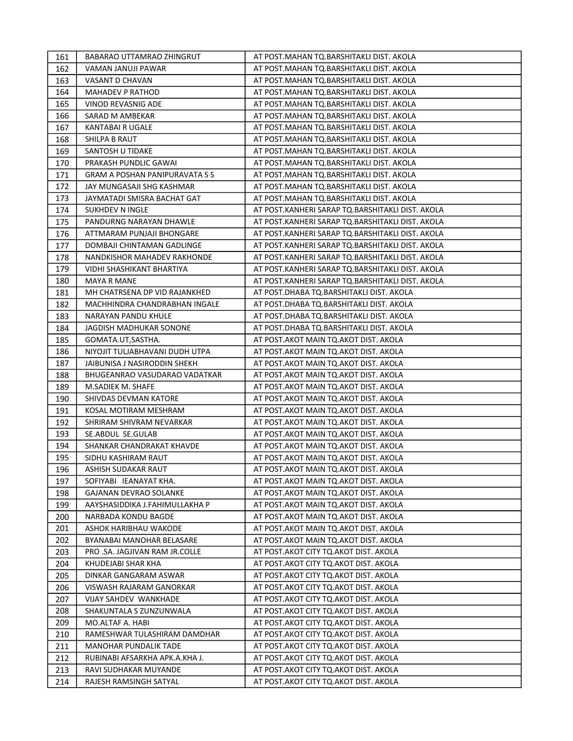| 161 | BABARAO UTTAMRAO ZHINGRUT | AT POST.MAHAN TQ.BARSHITAKLI DIST. AKOLA |
|---|---|---|
| 162 | VAMAN JANUJI PAWAR | AT POST.MAHAN TQ.BARSHITAKLI DIST. AKOLA |
| 163 | VASANT D CHAVAN | AT POST.MAHAN TQ.BARSHITAKLI DIST. AKOLA |
| 164 | MAHADEV P RATHOD | AT POST.MAHAN TQ.BARSHITAKLI DIST. AKOLA |
| 165 | VINOD REVASNIG ADE | AT POST.MAHAN TQ.BARSHITAKLI DIST. AKOLA |
| 166 | SARAD M AMBEKAR | AT POST.MAHAN TQ.BARSHITAKLI DIST. AKOLA |
| 167 | KANTABAI R UGALE | AT POST.MAHAN TQ.BARSHITAKLI DIST. AKOLA |
| 168 | SHILPA B RAUT | AT POST.MAHAN TQ.BARSHITAKLI DIST. AKOLA |
| 169 | SANTOSH U TIDAKE | AT POST.MAHAN TQ.BARSHITAKLI DIST. AKOLA |
| 170 | PRAKASH PUNDLIC GAWAI | AT POST.MAHAN TQ.BARSHITAKLI DIST. AKOLA |
| 171 | GRAM A POSHAN PANIPURAVATA S S | AT POST.MAHAN TQ.BARSHITAKLI DIST. AKOLA |
| 172 | JAY MUNGASAJI SHG KASHMAR | AT POST.MAHAN TQ.BARSHITAKLI DIST. AKOLA |
| 173 | JAYMATADI SMISRA BACHAT GAT | AT POST.MAHAN TQ.BARSHITAKLI DIST. AKOLA |
| 174 | SUKHDEV N INGLE | AT POST.KANHERI SARAP TQ.BARSHITAKLI DIST. AKOLA |
| 175 | PANDURNG NARAYAN DHAWLE | AT POST.KANHERI SARAP TQ.BARSHITAKLI DIST. AKOLA |
| 176 | ATTMARAM PUNJAJI BHONGARE | AT POST.KANHERI SARAP TQ.BARSHITAKLI DIST. AKOLA |
| 177 | DOMBAJI CHINTAMAN GADLINGE | AT POST.KANHERI SARAP TQ.BARSHITAKLI DIST. AKOLA |
| 178 | NANDKISHOR MAHADEV RAKHONDE | AT POST.KANHERI SARAP TQ.BARSHITAKLI DIST. AKOLA |
| 179 | VIDHI SHASHIKANT BHARTIYA | AT POST.KANHERI SARAP TQ.BARSHITAKLI DIST. AKOLA |
| 180 | MAYA R MANE | AT POST.KANHERI SARAP TQ.BARSHITAKLI DIST. AKOLA |
| 181 | MH CHATRSENA DP VID RAJANKHED | AT POST.DHABA TQ.BARSHITAKLI DIST. AKOLA |
| 182 | MACHHINDRA CHANDRABHAN INGALE | AT POST.DHABA TQ.BARSHITAKLI DIST. AKOLA |
| 183 | NARAYAN PANDU KHULE | AT POST.DHABA TQ.BARSHITAKLI DIST. AKOLA |
| 184 | JAGDISH MADHUKAR SONONE | AT POST.DHABA TQ.BARSHITAKLI DIST. AKOLA |
| 185 | GOMATA.UT,SASTHA. | AT POST.AKOT MAIN TQ.AKOT DIST. AKOLA |
| 186 | NIYOJIT TULJABHAVANI DUDH UTPA | AT POST.AKOT MAIN TQ.AKOT DIST. AKOLA |
| 187 | JAIBUNISA J NASIRODDIN SHEKH | AT POST.AKOT MAIN TQ.AKOT DIST. AKOLA |
| 188 | BHUGEANRAO VASUDARAO VADATKAR | AT POST.AKOT MAIN TQ.AKOT DIST. AKOLA |
| 189 | M.SADIEK M. SHAFE | AT POST.AKOT MAIN TQ.AKOT DIST. AKOLA |
| 190 | SHIVDAS DEVMAN KATORE | AT POST.AKOT MAIN TQ.AKOT DIST. AKOLA |
| 191 | KOSAL MOTIRAM MESHRAM | AT POST.AKOT MAIN TQ.AKOT DIST. AKOLA |
| 192 | SHRIRAM SHIVRAM NEVARKAR | AT POST.AKOT MAIN TQ.AKOT DIST. AKOLA |
| 193 | SE.ABDUL SE.GULAB | AT POST.AKOT MAIN TQ.AKOT DIST. AKOLA |
| 194 | SHANKAR CHANDRAKAT KHAVDE | AT POST.AKOT MAIN TQ.AKOT DIST. AKOLA |
| 195 | SIDHU KASHIRAM RAUT | AT POST.AKOT MAIN TQ.AKOT DIST. AKOLA |
| 196 | ASHISH SUDAKAR RAUT | AT POST.AKOT MAIN TQ.AKOT DIST. AKOLA |
| 197 | SOFIYABI IEANAYAT KHA. | AT POST.AKOT MAIN TQ.AKOT DIST. AKOLA |
| 198 | GAJANAN DEVRAO SOLANKE | AT POST.AKOT MAIN TQ.AKOT DIST. AKOLA |
| 199 | AAYSHASIDDIKA J.FAHIMULLAKHA P | AT POST.AKOT MAIN TQ.AKOT DIST. AKOLA |
| 200 | NARBADA KONDU BAGDE | AT POST.AKOT MAIN TQ.AKOT DIST. AKOLA |
| 201 | ASHOK HARIBHAU WAKODE | AT POST.AKOT MAIN TQ.AKOT DIST. AKOLA |
| 202 | BYANABAI MANOHAR BELASARE | AT POST.AKOT MAIN TQ.AKOT DIST. AKOLA |
| 203 | PRO .SA. JAGJIVAN RAM JR.COLLE | AT POST.AKOT CITY TQ.AKOT DIST. AKOLA |
| 204 | KHUDEJABI SHAR KHA | AT POST.AKOT CITY TQ.AKOT DIST. AKOLA |
| 205 | DINKAR GANGARAM ASWAR | AT POST.AKOT CITY TQ.AKOT DIST. AKOLA |
| 206 | VISWASH RAJARAM GANORKAR | AT POST.AKOT CITY TQ.AKOT DIST. AKOLA |
| 207 | VIJAY SAHDEV WANKHADE | AT POST.AKOT CITY TQ.AKOT DIST. AKOLA |
| 208 | SHAKUNTALA S ZUNZUNWALA | AT POST.AKOT CITY TQ.AKOT DIST. AKOLA |
| 209 | MO.ALTAF A. HABI | AT POST.AKOT CITY TQ.AKOT DIST. AKOLA |
| 210 | RAMESHWAR TULASHIRAM DAMDHAR | AT POST.AKOT CITY TQ.AKOT DIST. AKOLA |
| 211 | MANOHAR PUNDALIK TADE | AT POST.AKOT CITY TQ.AKOT DIST. AKOLA |
| 212 | RUBINABI AFSARKHA APK.A.KHA J. | AT POST.AKOT CITY TQ.AKOT DIST. AKOLA |
| 213 | RAVI SUDHAKAR MUYANDE | AT POST.AKOT CITY TQ.AKOT DIST. AKOLA |
| 214 | RAJESH RAMSINGH SATYAL | AT POST.AKOT CITY TQ.AKOT DIST. AKOLA |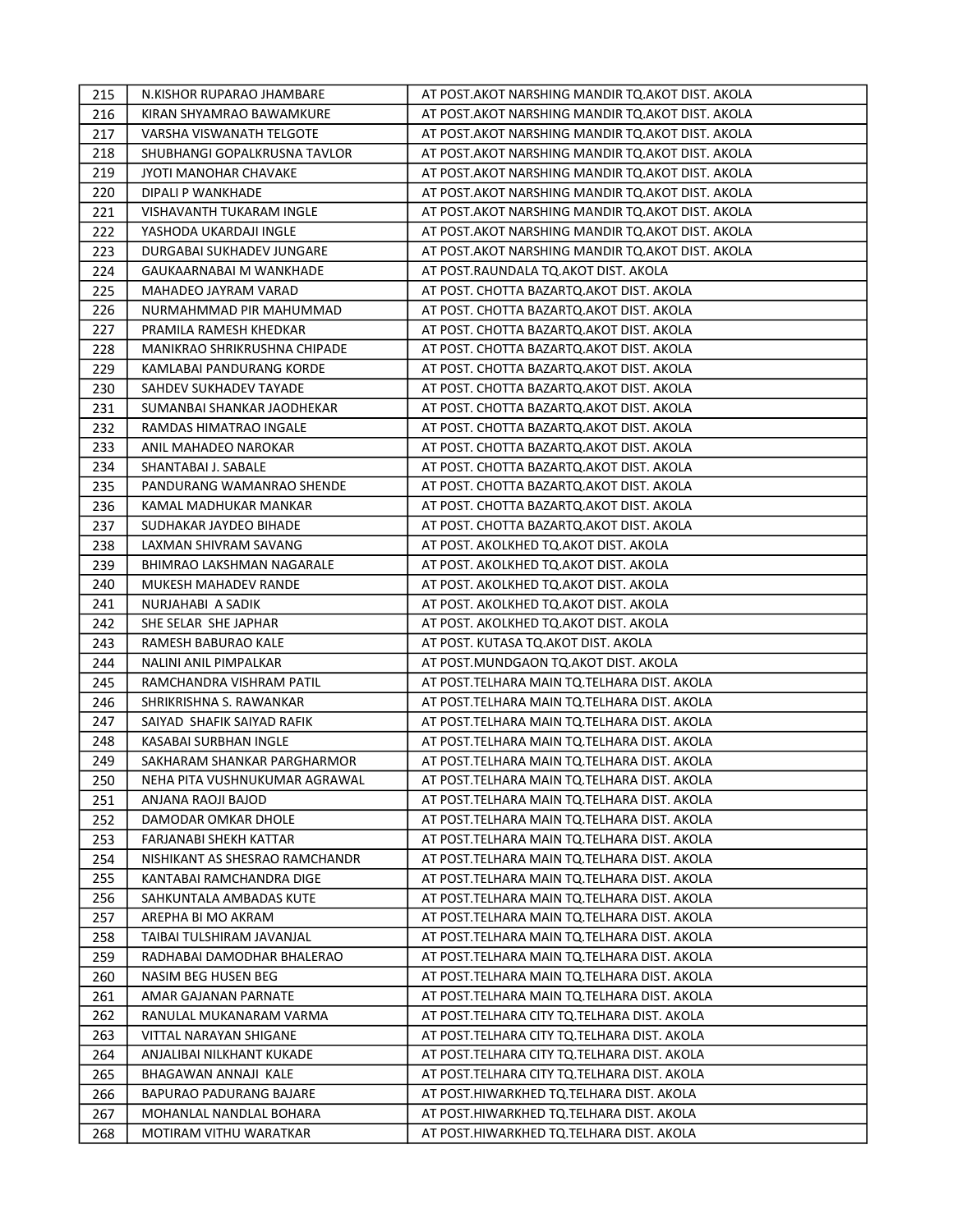| 215 | N.KISHOR RUPARAO JHAMBARE | AT POST.AKOT NARSHING MANDIR TQ.AKOT DIST. AKOLA |
|---|---|---|
| 216 | KIRAN SHYAMRAO BAWAMKURE | AT POST.AKOT NARSHING MANDIR TQ.AKOT DIST. AKOLA |
| 217 | VARSHA VISWANATH TELGOTE | AT POST.AKOT NARSHING MANDIR TQ.AKOT DIST. AKOLA |
| 218 | SHUBHANGI GOPALKRUSNA TAVLOR | AT POST.AKOT NARSHING MANDIR TQ.AKOT DIST. AKOLA |
| 219 | JYOTI MANOHAR CHAVAKE | AT POST.AKOT NARSHING MANDIR TQ.AKOT DIST. AKOLA |
| 220 | DIPALI P WANKHADE | AT POST.AKOT NARSHING MANDIR TQ.AKOT DIST. AKOLA |
| 221 | VISHAVANTH TUKARAM INGLE | AT POST.AKOT NARSHING MANDIR TQ.AKOT DIST. AKOLA |
| 222 | YASHODA UKARDAJI INGLE | AT POST.AKOT NARSHING MANDIR TQ.AKOT DIST. AKOLA |
| 223 | DURGABAI SUKHADEV JUNGARE | AT POST.AKOT NARSHING MANDIR TQ.AKOT DIST. AKOLA |
| 224 | GAUKAARNABAI M WANKHADE | AT POST.RAUNDALA TQ.AKOT DIST. AKOLA |
| 225 | MAHADEO JAYRAM VARAD | AT POST. CHOTTA BAZARTQ.AKOT DIST. AKOLA |
| 226 | NURMAHMMAD PIR MAHUMMAD | AT POST. CHOTTA BAZARTQ.AKOT DIST. AKOLA |
| 227 | PRAMILA RAMESH KHEDKAR | AT POST. CHOTTA BAZARTQ.AKOT DIST. AKOLA |
| 228 | MANIKRAO SHRIKRUSHNA CHIPADE | AT POST. CHOTTA BAZARTQ.AKOT DIST. AKOLA |
| 229 | KAMLABAI PANDURANG KORDE | AT POST. CHOTTA BAZARTQ.AKOT DIST. AKOLA |
| 230 | SAHDEV SUKHADEV TAYADE | AT POST. CHOTTA BAZARTQ.AKOT DIST. AKOLA |
| 231 | SUMANBAI SHANKAR JAODHEKAR | AT POST. CHOTTA BAZARTQ.AKOT DIST. AKOLA |
| 232 | RAMDAS HIMATRAO INGALE | AT POST. CHOTTA BAZARTQ.AKOT DIST. AKOLA |
| 233 | ANIL MAHADEO NAROKAR | AT POST. CHOTTA BAZARTQ.AKOT DIST. AKOLA |
| 234 | SHANTABAI J. SABALE | AT POST. CHOTTA BAZARTQ.AKOT DIST. AKOLA |
| 235 | PANDURANG WAMANRAO SHENDE | AT POST. CHOTTA BAZARTQ.AKOT DIST. AKOLA |
| 236 | KAMAL MADHUKAR MANKAR | AT POST. CHOTTA BAZARTQ.AKOT DIST. AKOLA |
| 237 | SUDHAKAR JAYDEO BIHADE | AT POST. CHOTTA BAZARTQ.AKOT DIST. AKOLA |
| 238 | LAXMAN SHIVRAM SAVANG | AT POST. AKOLKHED TQ.AKOT DIST. AKOLA |
| 239 | BHIMRAO LAKSHMAN NAGARALE | AT POST. AKOLKHED TQ.AKOT DIST. AKOLA |
| 240 | MUKESH MAHADEV RANDE | AT POST. AKOLKHED TQ.AKOT DIST. AKOLA |
| 241 | NURJAHABI A SADIK | AT POST. AKOLKHED TQ.AKOT DIST. AKOLA |
| 242 | SHE SELAR SHE JAPHAR | AT POST. AKOLKHED TQ.AKOT DIST. AKOLA |
| 243 | RAMESH BABURAO KALE | AT POST. KUTASA TQ.AKOT DIST. AKOLA |
| 244 | NALINI ANIL PIMPALKAR | AT POST.MUNDGAON TQ.AKOT DIST. AKOLA |
| 245 | RAMCHANDRA VISHRAM PATIL | AT POST.TELHARA MAIN TQ.TELHARA DIST. AKOLA |
| 246 | SHRIKRISHNA S. RAWANKAR | AT POST.TELHARA MAIN TQ.TELHARA DIST. AKOLA |
| 247 | SAIYAD SHAFIK SAIYAD RAFIK | AT POST.TELHARA MAIN TQ.TELHARA DIST. AKOLA |
| 248 | KASABAI SURBHAN INGLE | AT POST.TELHARA MAIN TQ.TELHARA DIST. AKOLA |
| 249 | SAKHARAM SHANKAR PARGHARMOR | AT POST.TELHARA MAIN TQ.TELHARA DIST. AKOLA |
| 250 | NEHA PITA VUSHNUKUMAR AGRAWAL | AT POST.TELHARA MAIN TQ.TELHARA DIST. AKOLA |
| 251 | ANJANA RAOJI BAJOD | AT POST.TELHARA MAIN TQ.TELHARA DIST. AKOLA |
| 252 | DAMODAR OMKAR DHOLE | AT POST.TELHARA MAIN TQ.TELHARA DIST. AKOLA |
| 253 | FARJANABI SHEKH KATTAR | AT POST.TELHARA MAIN TQ.TELHARA DIST. AKOLA |
| 254 | NISHIKANT AS SHESRAO RAMCHANDR | AT POST.TELHARA MAIN TQ.TELHARA DIST. AKOLA |
| 255 | KANTABAI RAMCHANDRA DIGE | AT POST.TELHARA MAIN TQ.TELHARA DIST. AKOLA |
| 256 | SAHKUNTALA AMBADAS KUTE | AT POST.TELHARA MAIN TQ.TELHARA DIST. AKOLA |
| 257 | AREPHA BI MO AKRAM | AT POST.TELHARA MAIN TQ.TELHARA DIST. AKOLA |
| 258 | TAIBAI TULSHIRAM JAVANJAL | AT POST.TELHARA MAIN TQ.TELHARA DIST. AKOLA |
| 259 | RADHABAI DAMODHAR BHALERAO | AT POST.TELHARA MAIN TQ.TELHARA DIST. AKOLA |
| 260 | NASIM BEG HUSEN BEG | AT POST.TELHARA MAIN TQ.TELHARA DIST. AKOLA |
| 261 | AMAR GAJANAN PARNATE | AT POST.TELHARA MAIN TQ.TELHARA DIST. AKOLA |
| 262 | RANULAL MUKANARAM VARMA | AT POST.TELHARA CITY TQ.TELHARA DIST. AKOLA |
| 263 | VITTAL NARAYAN SHIGANE | AT POST.TELHARA CITY TQ.TELHARA DIST. AKOLA |
| 264 | ANJALIBAI NILKHANT KUKADE | AT POST.TELHARA CITY TQ.TELHARA DIST. AKOLA |
| 265 | BHAGAWAN ANNAJI KALE | AT POST.TELHARA CITY TQ.TELHARA DIST. AKOLA |
| 266 | BAPURAO PADURANG BAJARE | AT POST.HIWARKHED TQ.TELHARA DIST. AKOLA |
| 267 | MOHANLAL NANDLAL BOHARA | AT POST.HIWARKHED TQ.TELHARA DIST. AKOLA |
| 268 | MOTIRAM VITHU WARATKAR | AT POST.HIWARKHED TQ.TELHARA DIST. AKOLA |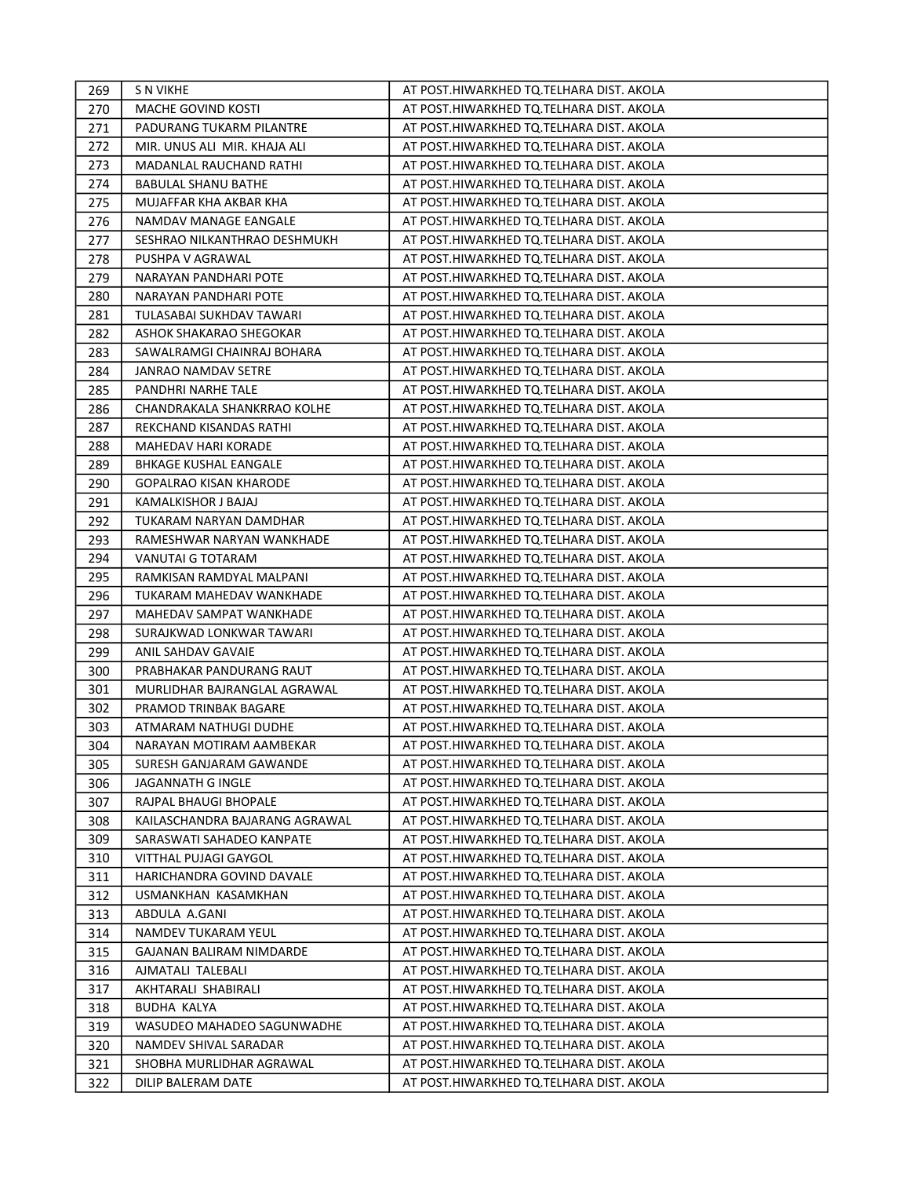| | | |
|---|---|---|
| 269 | S N VIKHE | AT POST.HIWARKHED TQ.TELHARA DIST. AKOLA |
| 270 | MACHE GOVIND KOSTI | AT POST.HIWARKHED TQ.TELHARA DIST. AKOLA |
| 271 | PADURANG TUKARM PILANTRE | AT POST.HIWARKHED TQ.TELHARA DIST. AKOLA |
| 272 | MIR. UNUS ALI MIR. KHAJA ALI | AT POST.HIWARKHED TQ.TELHARA DIST. AKOLA |
| 273 | MADANLAL RAUCHAND RATHI | AT POST.HIWARKHED TQ.TELHARA DIST. AKOLA |
| 274 | BABULAL SHANU BATHE | AT POST.HIWARKHED TQ.TELHARA DIST. AKOLA |
| 275 | MUJAFFAR KHA AKBAR KHA | AT POST.HIWARKHED TQ.TELHARA DIST. AKOLA |
| 276 | NAMDAV MANAGE EANGALE | AT POST.HIWARKHED TQ.TELHARA DIST. AKOLA |
| 277 | SESHRAO NILKANTHRAO DESHMUKH | AT POST.HIWARKHED TQ.TELHARA DIST. AKOLA |
| 278 | PUSHPA V AGRAWAL | AT POST.HIWARKHED TQ.TELHARA DIST. AKOLA |
| 279 | NARAYAN PANDHARI POTE | AT POST.HIWARKHED TQ.TELHARA DIST. AKOLA |
| 280 | NARAYAN PANDHARI POTE | AT POST.HIWARKHED TQ.TELHARA DIST. AKOLA |
| 281 | TULASABAI SUKHDAV TAWARI | AT POST.HIWARKHED TQ.TELHARA DIST. AKOLA |
| 282 | ASHOK SHAKARAO SHEGOKAR | AT POST.HIWARKHED TQ.TELHARA DIST. AKOLA |
| 283 | SAWALRAMGI CHAINRAJ BOHARA | AT POST.HIWARKHED TQ.TELHARA DIST. AKOLA |
| 284 | JANRAO NAMDAV SETRE | AT POST.HIWARKHED TQ.TELHARA DIST. AKOLA |
| 285 | PANDHRI NARHE TALE | AT POST.HIWARKHED TQ.TELHARA DIST. AKOLA |
| 286 | CHANDRAKALA SHANKRRAO KOLHE | AT POST.HIWARKHED TQ.TELHARA DIST. AKOLA |
| 287 | REKCHAND KISANDAS RATHI | AT POST.HIWARKHED TQ.TELHARA DIST. AKOLA |
| 288 | MAHEDAV HARI KORADE | AT POST.HIWARKHED TQ.TELHARA DIST. AKOLA |
| 289 | BHKAGE KUSHAL EANGALE | AT POST.HIWARKHED TQ.TELHARA DIST. AKOLA |
| 290 | GOPALRAO KISAN KHARODE | AT POST.HIWARKHED TQ.TELHARA DIST. AKOLA |
| 291 | KAMALKISHOR J BAJAJ | AT POST.HIWARKHED TQ.TELHARA DIST. AKOLA |
| 292 | TUKARAM NARYAN DAMDHAR | AT POST.HIWARKHED TQ.TELHARA DIST. AKOLA |
| 293 | RAMESHWAR NARYAN WANKHADE | AT POST.HIWARKHED TQ.TELHARA DIST. AKOLA |
| 294 | VANUTAI G TOTARAM | AT POST.HIWARKHED TQ.TELHARA DIST. AKOLA |
| 295 | RAMKISAN RAMDYAL MALPANI | AT POST.HIWARKHED TQ.TELHARA DIST. AKOLA |
| 296 | TUKARAM MAHEDAV WANKHADE | AT POST.HIWARKHED TQ.TELHARA DIST. AKOLA |
| 297 | MAHEDAV SAMPAT WANKHADE | AT POST.HIWARKHED TQ.TELHARA DIST. AKOLA |
| 298 | SURAJKWAD LONKWAR TAWARI | AT POST.HIWARKHED TQ.TELHARA DIST. AKOLA |
| 299 | ANIL SAHDAV GAVAIE | AT POST.HIWARKHED TQ.TELHARA DIST. AKOLA |
| 300 | PRABHAKAR PANDURANG RAUT | AT POST.HIWARKHED TQ.TELHARA DIST. AKOLA |
| 301 | MURLIDHAR BAJRANGLAL AGRAWAL | AT POST.HIWARKHED TQ.TELHARA DIST. AKOLA |
| 302 | PRAMOD TRINBAK BAGARE | AT POST.HIWARKHED TQ.TELHARA DIST. AKOLA |
| 303 | ATMARAM NATHUGI DUDHE | AT POST.HIWARKHED TQ.TELHARA DIST. AKOLA |
| 304 | NARAYAN MOTIRAM AAMBEKAR | AT POST.HIWARKHED TQ.TELHARA DIST. AKOLA |
| 305 | SURESH GANJARAM GAWANDE | AT POST.HIWARKHED TQ.TELHARA DIST. AKOLA |
| 306 | JAGANNATH G INGLE | AT POST.HIWARKHED TQ.TELHARA DIST. AKOLA |
| 307 | RAJPAL BHAUGI BHOPALE | AT POST.HIWARKHED TQ.TELHARA DIST. AKOLA |
| 308 | KAILASCHANDRA BAJARANG AGRAWAL | AT POST.HIWARKHED TQ.TELHARA DIST. AKOLA |
| 309 | SARASWATI SAHADEO KANPATE | AT POST.HIWARKHED TQ.TELHARA DIST. AKOLA |
| 310 | VITTHAL PUJAGI GAYGOL | AT POST.HIWARKHED TQ.TELHARA DIST. AKOLA |
| 311 | HARICHANDRA GOVIND DAVALE | AT POST.HIWARKHED TQ.TELHARA DIST. AKOLA |
| 312 | USMANKHAN KASAMKHAN | AT POST.HIWARKHED TQ.TELHARA DIST. AKOLA |
| 313 | ABDULA A.GANI | AT POST.HIWARKHED TQ.TELHARA DIST. AKOLA |
| 314 | NAMDEV TUKARAM YEUL | AT POST.HIWARKHED TQ.TELHARA DIST. AKOLA |
| 315 | GAJANAN BALIRAM NIMDARDE | AT POST.HIWARKHED TQ.TELHARA DIST. AKOLA |
| 316 | AJMATALI TALEBALI | AT POST.HIWARKHED TQ.TELHARA DIST. AKOLA |
| 317 | AKHTARALI SHABIRALI | AT POST.HIWARKHED TQ.TELHARA DIST. AKOLA |
| 318 | BUDHA KALYA | AT POST.HIWARKHED TQ.TELHARA DIST. AKOLA |
| 319 | WASUDEO MAHADEO SAGUNWADHE | AT POST.HIWARKHED TQ.TELHARA DIST. AKOLA |
| 320 | NAMDEV SHIVAL SARADAR | AT POST.HIWARKHED TQ.TELHARA DIST. AKOLA |
| 321 | SHOBHA MURLIDHAR AGRAWAL | AT POST.HIWARKHED TQ.TELHARA DIST. AKOLA |
| 322 | DILIP BALERAM DATE | AT POST.HIWARKHED TQ.TELHARA DIST. AKOLA |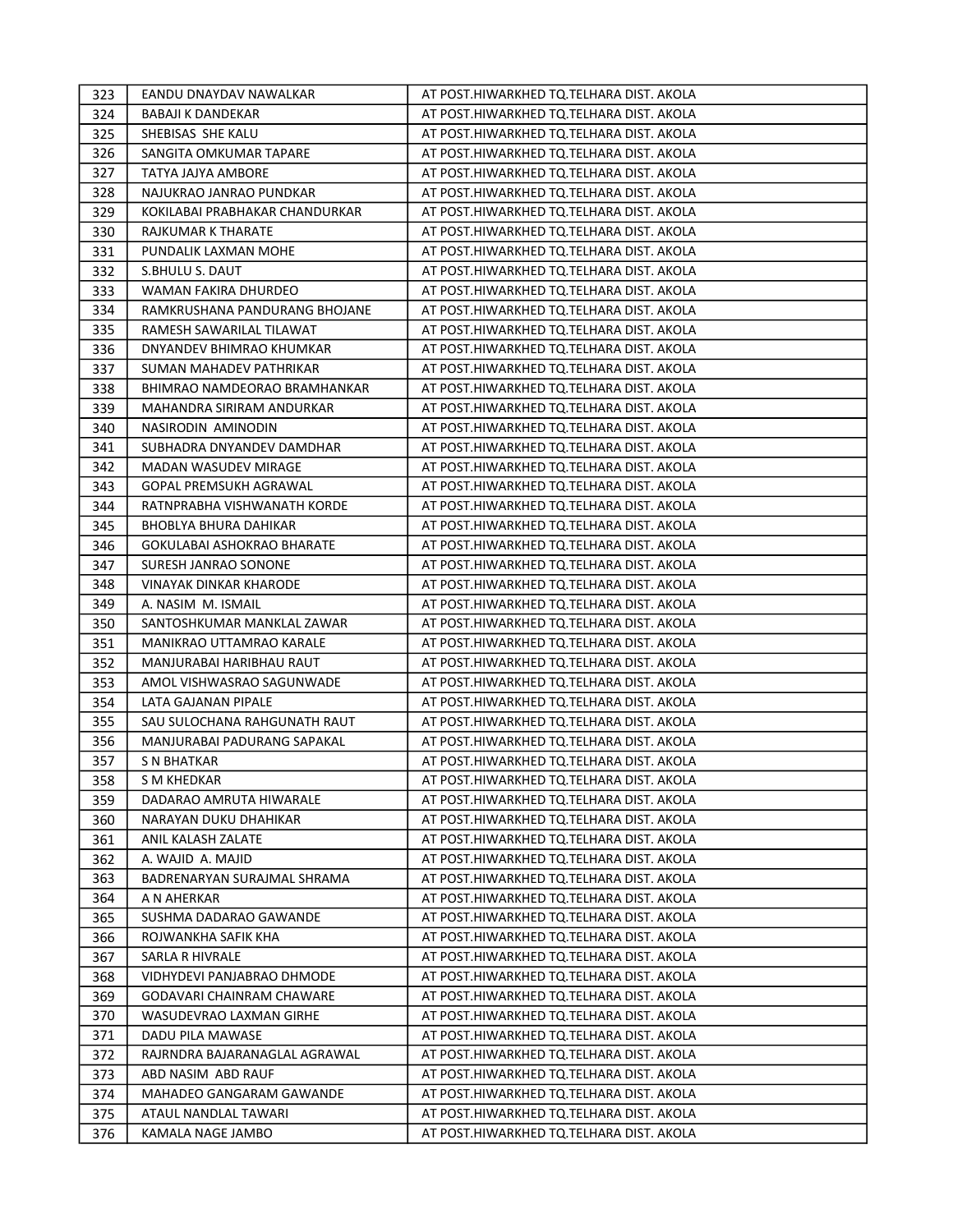| 323 | EANDU DNAYDAV NAWALKAR | AT POST.HIWARKHED TQ.TELHARA DIST. AKOLA |
|---|---|---|
| 324 | BABAJI K DANDEKAR | AT POST.HIWARKHED TQ.TELHARA DIST. AKOLA |
| 325 | SHEBISAS SHE KALU | AT POST.HIWARKHED TQ.TELHARA DIST. AKOLA |
| 326 | SANGITA OMKUMAR TAPARE | AT POST.HIWARKHED TQ.TELHARA DIST. AKOLA |
| 327 | TATYA JAJYA AMBORE | AT POST.HIWARKHED TQ.TELHARA DIST. AKOLA |
| 328 | NAJUKRAO JANRAO PUNDKAR | AT POST.HIWARKHED TQ.TELHARA DIST. AKOLA |
| 329 | KOKILABAI PRABHAKAR CHANDURKAR | AT POST.HIWARKHED TQ.TELHARA DIST. AKOLA |
| 330 | RAJKUMAR K THARATE | AT POST.HIWARKHED TQ.TELHARA DIST. AKOLA |
| 331 | PUNDALIK LAXMAN MOHE | AT POST.HIWARKHED TQ.TELHARA DIST. AKOLA |
| 332 | S.BHULU S. DAUT | AT POST.HIWARKHED TQ.TELHARA DIST. AKOLA |
| 333 | WAMAN FAKIRA DHURDEO | AT POST.HIWARKHED TQ.TELHARA DIST. AKOLA |
| 334 | RAMKRUSHANA PANDURANG BHOJANE | AT POST.HIWARKHED TQ.TELHARA DIST. AKOLA |
| 335 | RAMESH SAWARILAL TILAWAT | AT POST.HIWARKHED TQ.TELHARA DIST. AKOLA |
| 336 | DNYANDEV BHIMRAO KHUMKAR | AT POST.HIWARKHED TQ.TELHARA DIST. AKOLA |
| 337 | SUMAN MAHADEV PATHRIKAR | AT POST.HIWARKHED TQ.TELHARA DIST. AKOLA |
| 338 | BHIMRAO NAMDEORAO BRAMHANKAR | AT POST.HIWARKHED TQ.TELHARA DIST. AKOLA |
| 339 | MAHANDRA SIRIRAM ANDURKAR | AT POST.HIWARKHED TQ.TELHARA DIST. AKOLA |
| 340 | NASIRODIN AMINODIN | AT POST.HIWARKHED TQ.TELHARA DIST. AKOLA |
| 341 | SUBHADRA DNYANDEV DAMDHAR | AT POST.HIWARKHED TQ.TELHARA DIST. AKOLA |
| 342 | MADAN WASUDEV MIRAGE | AT POST.HIWARKHED TQ.TELHARA DIST. AKOLA |
| 343 | GOPAL PREMSUKH AGRAWAL | AT POST.HIWARKHED TQ.TELHARA DIST. AKOLA |
| 344 | RATNPRABHA VISHWANATH KORDE | AT POST.HIWARKHED TQ.TELHARA DIST. AKOLA |
| 345 | BHOBLYA BHURA DAHIKAR | AT POST.HIWARKHED TQ.TELHARA DIST. AKOLA |
| 346 | GOKULABAI ASHOKRAO BHARATE | AT POST.HIWARKHED TQ.TELHARA DIST. AKOLA |
| 347 | SURESH JANRAO SONONE | AT POST.HIWARKHED TQ.TELHARA DIST. AKOLA |
| 348 | VINAYAK DINKAR KHARODE | AT POST.HIWARKHED TQ.TELHARA DIST. AKOLA |
| 349 | A. NASIM M. ISMAIL | AT POST.HIWARKHED TQ.TELHARA DIST. AKOLA |
| 350 | SANTOSHKUMAR MANKLAL ZAWAR | AT POST.HIWARKHED TQ.TELHARA DIST. AKOLA |
| 351 | MANIKRAO UTTAMRAO KARALE | AT POST.HIWARKHED TQ.TELHARA DIST. AKOLA |
| 352 | MANJURABAI HARIBHAU RAUT | AT POST.HIWARKHED TQ.TELHARA DIST. AKOLA |
| 353 | AMOL VISHWASRAO SAGUNWADE | AT POST.HIWARKHED TQ.TELHARA DIST. AKOLA |
| 354 | LATA GAJANAN PIPALE | AT POST.HIWARKHED TQ.TELHARA DIST. AKOLA |
| 355 | SAU SULOCHANA RAHGUNATH RAUT | AT POST.HIWARKHED TQ.TELHARA DIST. AKOLA |
| 356 | MANJURABAI PADURANG SAPAKAL | AT POST.HIWARKHED TQ.TELHARA DIST. AKOLA |
| 357 | S N BHATKAR | AT POST.HIWARKHED TQ.TELHARA DIST. AKOLA |
| 358 | S M KHEDKAR | AT POST.HIWARKHED TQ.TELHARA DIST. AKOLA |
| 359 | DADARAO AMRUTA HIWARALE | AT POST.HIWARKHED TQ.TELHARA DIST. AKOLA |
| 360 | NARAYAN DUKU DHAHIKAR | AT POST.HIWARKHED TQ.TELHARA DIST. AKOLA |
| 361 | ANIL KALASH ZALATE | AT POST.HIWARKHED TQ.TELHARA DIST. AKOLA |
| 362 | A. WAJID A. MAJID | AT POST.HIWARKHED TQ.TELHARA DIST. AKOLA |
| 363 | BADRENARYAN SURAJMAL SHRAMA | AT POST.HIWARKHED TQ.TELHARA DIST. AKOLA |
| 364 | A N AHERKAR | AT POST.HIWARKHED TQ.TELHARA DIST. AKOLA |
| 365 | SUSHMA DADARAO GAWANDE | AT POST.HIWARKHED TQ.TELHARA DIST. AKOLA |
| 366 | ROJWANKHA SAFIK KHA | AT POST.HIWARKHED TQ.TELHARA DIST. AKOLA |
| 367 | SARLA R HIVRALE | AT POST.HIWARKHED TQ.TELHARA DIST. AKOLA |
| 368 | VIDHYDEVI PANJABRAO DHMODE | AT POST.HIWARKHED TQ.TELHARA DIST. AKOLA |
| 369 | GODAVARI CHAINRAM CHAWARE | AT POST.HIWARKHED TQ.TELHARA DIST. AKOLA |
| 370 | WASUDEVRAO LAXMAN GIRHE | AT POST.HIWARKHED TQ.TELHARA DIST. AKOLA |
| 371 | DADU PILA MAWASE | AT POST.HIWARKHED TQ.TELHARA DIST. AKOLA |
| 372 | RAJRNDRA BAJARANAGLAL AGRAWAL | AT POST.HIWARKHED TQ.TELHARA DIST. AKOLA |
| 373 | ABD NASIM ABD RAUF | AT POST.HIWARKHED TQ.TELHARA DIST. AKOLA |
| 374 | MAHADEO GANGARAM GAWANDE | AT POST.HIWARKHED TQ.TELHARA DIST. AKOLA |
| 375 | ATAUL NANDLAL TAWARI | AT POST.HIWARKHED TQ.TELHARA DIST. AKOLA |
| 376 | KAMALA NAGE JAMBO | AT POST.HIWARKHED TQ.TELHARA DIST. AKOLA |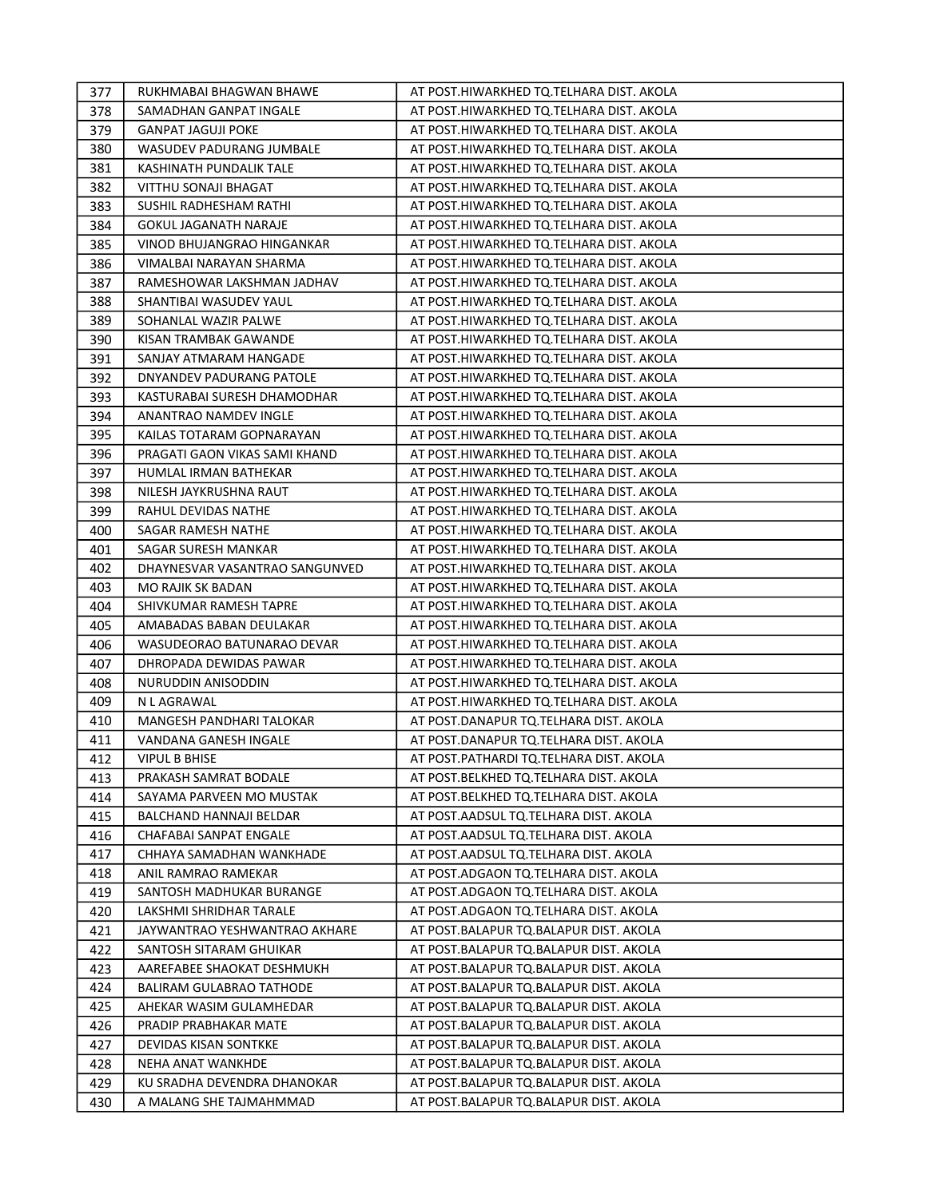| 377 | RUKHMABAI BHAGWAN BHAWE | AT POST.HIWARKHED TQ.TELHARA DIST. AKOLA |
|---|---|---|
| 378 | SAMADHAN GANPAT INGALE | AT POST.HIWARKHED TQ.TELHARA DIST. AKOLA |
| 379 | GANPAT JAGUJI POKE | AT POST.HIWARKHED TQ.TELHARA DIST. AKOLA |
| 380 | WASUDEV PADURANG JUMBALE | AT POST.HIWARKHED TQ.TELHARA DIST. AKOLA |
| 381 | KASHINATH PUNDALIK TALE | AT POST.HIWARKHED TQ.TELHARA DIST. AKOLA |
| 382 | VITTHU SONAJI BHAGAT | AT POST.HIWARKHED TQ.TELHARA DIST. AKOLA |
| 383 | SUSHIL RADHESHAM RATHI | AT POST.HIWARKHED TQ.TELHARA DIST. AKOLA |
| 384 | GOKUL JAGANATH NARAJE | AT POST.HIWARKHED TQ.TELHARA DIST. AKOLA |
| 385 | VINOD BHUJANGRAO HINGANKAR | AT POST.HIWARKHED TQ.TELHARA DIST. AKOLA |
| 386 | VIMALBAI NARAYAN SHARMA | AT POST.HIWARKHED TQ.TELHARA DIST. AKOLA |
| 387 | RAMESHOWAR LAKSHMAN JADHAV | AT POST.HIWARKHED TQ.TELHARA DIST. AKOLA |
| 388 | SHANTIBAI WASUDEV YAUL | AT POST.HIWARKHED TQ.TELHARA DIST. AKOLA |
| 389 | SOHANLAL WAZIR PALWE | AT POST.HIWARKHED TQ.TELHARA DIST. AKOLA |
| 390 | KISAN TRAMBAK GAWANDE | AT POST.HIWARKHED TQ.TELHARA DIST. AKOLA |
| 391 | SANJAY ATMARAM HANGADE | AT POST.HIWARKHED TQ.TELHARA DIST. AKOLA |
| 392 | DNYANDEV PADURANG PATOLE | AT POST.HIWARKHED TQ.TELHARA DIST. AKOLA |
| 393 | KASTURABAI SURESH DHAMODHAR | AT POST.HIWARKHED TQ.TELHARA DIST. AKOLA |
| 394 | ANANTRAO NAMDEV INGLE | AT POST.HIWARKHED TQ.TELHARA DIST. AKOLA |
| 395 | KAILAS TOTARAM GOPNARAYAN | AT POST.HIWARKHED TQ.TELHARA DIST. AKOLA |
| 396 | PRAGATI GAON VIKAS SAMI KHAND | AT POST.HIWARKHED TQ.TELHARA DIST. AKOLA |
| 397 | HUMLAL IRMAN BATHEKAR | AT POST.HIWARKHED TQ.TELHARA DIST. AKOLA |
| 398 | NILESH JAYKRUSHNA RAUT | AT POST.HIWARKHED TQ.TELHARA DIST. AKOLA |
| 399 | RAHUL DEVIDAS NATHE | AT POST.HIWARKHED TQ.TELHARA DIST. AKOLA |
| 400 | SAGAR RAMESH NATHE | AT POST.HIWARKHED TQ.TELHARA DIST. AKOLA |
| 401 | SAGAR SURESH MANKAR | AT POST.HIWARKHED TQ.TELHARA DIST. AKOLA |
| 402 | DHAYNESVAR VASANTRAO SANGUNVED | AT POST.HIWARKHED TQ.TELHARA DIST. AKOLA |
| 403 | MO RAJIK SK BADAN | AT POST.HIWARKHED TQ.TELHARA DIST. AKOLA |
| 404 | SHIVKUMAR RAMESH TAPRE | AT POST.HIWARKHED TQ.TELHARA DIST. AKOLA |
| 405 | AMABADAS BABAN DEULAKAR | AT POST.HIWARKHED TQ.TELHARA DIST. AKOLA |
| 406 | WASUDEORAO BATUNARAO DEVAR | AT POST.HIWARKHED TQ.TELHARA DIST. AKOLA |
| 407 | DHROPADA DEWIDAS PAWAR | AT POST.HIWARKHED TQ.TELHARA DIST. AKOLA |
| 408 | NURUDDIN ANISODDIN | AT POST.HIWARKHED TQ.TELHARA DIST. AKOLA |
| 409 | N L AGRAWAL | AT POST.HIWARKHED TQ.TELHARA DIST. AKOLA |
| 410 | MANGESH PANDHARI TALOKAR | AT POST.DANAPUR TQ.TELHARA DIST. AKOLA |
| 411 | VANDANA GANESH INGALE | AT POST.DANAPUR TQ.TELHARA DIST. AKOLA |
| 412 | VIPUL B BHISE | AT POST.PATHARDI TQ.TELHARA DIST. AKOLA |
| 413 | PRAKASH SAMRAT BODALE | AT POST.BELKHED TQ.TELHARA DIST. AKOLA |
| 414 | SAYAMA PARVEEN MO MUSTAK | AT POST.BELKHED TQ.TELHARA DIST. AKOLA |
| 415 | BALCHAND HANNAJI BELDAR | AT POST.AADSUL TQ.TELHARA DIST. AKOLA |
| 416 | CHAFABAI SANPAT ENGALE | AT POST.AADSUL TQ.TELHARA DIST. AKOLA |
| 417 | CHHAYA SAMADHAN WANKHADE | AT POST.AADSUL TQ.TELHARA DIST. AKOLA |
| 418 | ANIL RAMRAO RAMEKAR | AT POST.ADGAON TQ.TELHARA DIST. AKOLA |
| 419 | SANTOSH MADHUKAR BURANGE | AT POST.ADGAON TQ.TELHARA DIST. AKOLA |
| 420 | LAKSHMI SHRIDHAR TARALE | AT POST.ADGAON TQ.TELHARA DIST. AKOLA |
| 421 | JAYWANTRAO YESHWANTRAO AKHARE | AT POST.BALAPUR TQ.BALAPUR DIST. AKOLA |
| 422 | SANTOSH SITARAM GHUIKAR | AT POST.BALAPUR TQ.BALAPUR DIST. AKOLA |
| 423 | AAREFABEE SHAOKAT DESHMUKH | AT POST.BALAPUR TQ.BALAPUR DIST. AKOLA |
| 424 | BALIRAM GULABRAO TATHODE | AT POST.BALAPUR TQ.BALAPUR DIST. AKOLA |
| 425 | AHEKAR WASIM GULAMHEDAR | AT POST.BALAPUR TQ.BALAPUR DIST. AKOLA |
| 426 | PRADIP PRABHAKAR MATE | AT POST.BALAPUR TQ.BALAPUR DIST. AKOLA |
| 427 | DEVIDAS KISAN SONTKKE | AT POST.BALAPUR TQ.BALAPUR DIST. AKOLA |
| 428 | NEHA ANAT WANKHDE | AT POST.BALAPUR TQ.BALAPUR DIST. AKOLA |
| 429 | KU SRADHA DEVENDRA DHANOKAR | AT POST.BALAPUR TQ.BALAPUR DIST. AKOLA |
| 430 | A MALANG SHE TAJMAHMMAD | AT POST.BALAPUR TQ.BALAPUR DIST. AKOLA |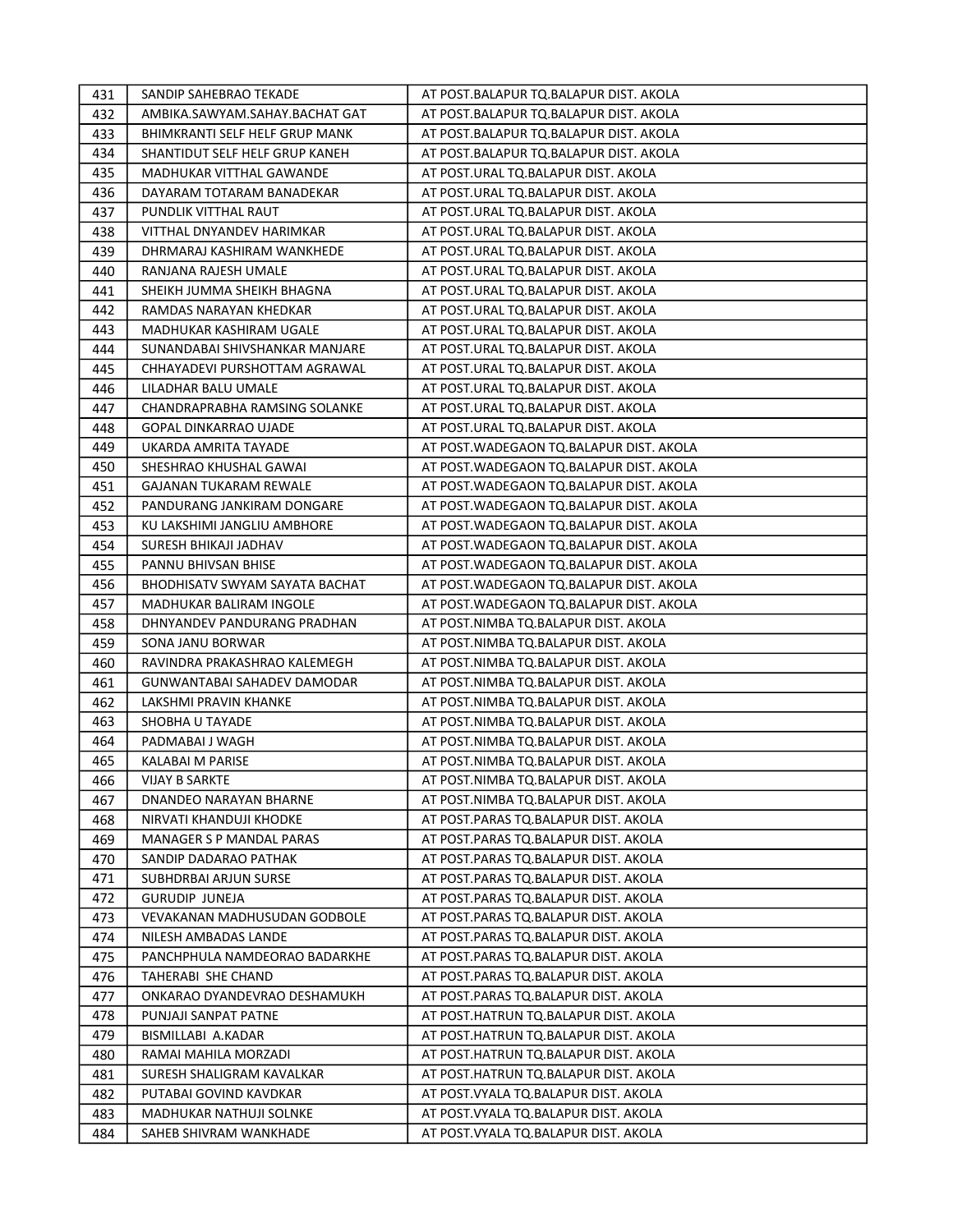| | | |
|---|---|---|
| 431 | SANDIP SAHEBRAO TEKADE | AT POST.BALAPUR TQ.BALAPUR DIST. AKOLA |
| 432 | AMBIKA.SAWYAM.SAHAY.BACHAT GAT | AT POST.BALAPUR TQ.BALAPUR DIST. AKOLA |
| 433 | BHIMKRANTI SELF HELF GRUP MANK | AT POST.BALAPUR TQ.BALAPUR DIST. AKOLA |
| 434 | SHANTIDUT SELF HELF GRUP KANEH | AT POST.BALAPUR TQ.BALAPUR DIST. AKOLA |
| 435 | MADHUKAR VITTHAL GAWANDE | AT POST.URAL TQ.BALAPUR DIST. AKOLA |
| 436 | DAYARAM TOTARAM BANADEKAR | AT POST.URAL TQ.BALAPUR DIST. AKOLA |
| 437 | PUNDLIK VITTHAL RAUT | AT POST.URAL TQ.BALAPUR DIST. AKOLA |
| 438 | VITTHAL DNYANDEV HARIMKAR | AT POST.URAL TQ.BALAPUR DIST. AKOLA |
| 439 | DHRMARAJ KASHIRAM WANKHEDE | AT POST.URAL TQ.BALAPUR DIST. AKOLA |
| 440 | RANJANA RAJESH UMALE | AT POST.URAL TQ.BALAPUR DIST. AKOLA |
| 441 | SHEIKH JUMMA SHEIKH BHAGNA | AT POST.URAL TQ.BALAPUR DIST. AKOLA |
| 442 | RAMDAS NARAYAN KHEDKAR | AT POST.URAL TQ.BALAPUR DIST. AKOLA |
| 443 | MADHUKAR KASHIRAM UGALE | AT POST.URAL TQ.BALAPUR DIST. AKOLA |
| 444 | SUNANDABAI SHIVSHANKAR MANJARE | AT POST.URAL TQ.BALAPUR DIST. AKOLA |
| 445 | CHHAYADEVI PURSHOTTAM AGRAWAL | AT POST.URAL TQ.BALAPUR DIST. AKOLA |
| 446 | LILADHAR BALU UMALE | AT POST.URAL TQ.BALAPUR DIST. AKOLA |
| 447 | CHANDRAPRABHA RAMSING SOLANKE | AT POST.URAL TQ.BALAPUR DIST. AKOLA |
| 448 | GOPAL DINKARRAO UJADE | AT POST.URAL TQ.BALAPUR DIST. AKOLA |
| 449 | UKARDA AMRITA TAYADE | AT POST.WADEGAON TQ.BALAPUR DIST. AKOLA |
| 450 | SHESHRAO KHUSHAL GAWAI | AT POST.WADEGAON TQ.BALAPUR DIST. AKOLA |
| 451 | GAJANAN TUKARAM REWALE | AT POST.WADEGAON TQ.BALAPUR DIST. AKOLA |
| 452 | PANDURANG JANKIRAM DONGARE | AT POST.WADEGAON TQ.BALAPUR DIST. AKOLA |
| 453 | KU LAKSHIMI JANGLIU AMBHORE | AT POST.WADEGAON TQ.BALAPUR DIST. AKOLA |
| 454 | SURESH BHIKAJI JADHAV | AT POST.WADEGAON TQ.BALAPUR DIST. AKOLA |
| 455 | PANNU BHIVSAN BHISE | AT POST.WADEGAON TQ.BALAPUR DIST. AKOLA |
| 456 | BHODHISATV SWYAM SAYATA BACHAT | AT POST.WADEGAON TQ.BALAPUR DIST. AKOLA |
| 457 | MADHUKAR BALIRAM INGOLE | AT POST.WADEGAON TQ.BALAPUR DIST. AKOLA |
| 458 | DHNYANDEV PANDURANG PRADHAN | AT POST.NIMBA TQ.BALAPUR DIST. AKOLA |
| 459 | SONA JANU BORWAR | AT POST.NIMBA TQ.BALAPUR DIST. AKOLA |
| 460 | RAVINDRA PRAKASHRAO KALEMEGH | AT POST.NIMBA TQ.BALAPUR DIST. AKOLA |
| 461 | GUNWANTABAI SAHADEV DAMODAR | AT POST.NIMBA TQ.BALAPUR DIST. AKOLA |
| 462 | LAKSHMI PRAVIN KHANKE | AT POST.NIMBA TQ.BALAPUR DIST. AKOLA |
| 463 | SHOBHA U TAYADE | AT POST.NIMBA TQ.BALAPUR DIST. AKOLA |
| 464 | PADMABAI J WAGH | AT POST.NIMBA TQ.BALAPUR DIST. AKOLA |
| 465 | KALABAI M PARISE | AT POST.NIMBA TQ.BALAPUR DIST. AKOLA |
| 466 | VIJAY B SARKTE | AT POST.NIMBA TQ.BALAPUR DIST. AKOLA |
| 467 | DNANDEO NARAYAN BHARNE | AT POST.NIMBA TQ.BALAPUR DIST. AKOLA |
| 468 | NIRVATI KHANDUJI KHODKE | AT POST.PARAS TQ.BALAPUR DIST. AKOLA |
| 469 | MANAGER S P MANDAL PARAS | AT POST.PARAS TQ.BALAPUR DIST. AKOLA |
| 470 | SANDIP DADARAO PATHAK | AT POST.PARAS TQ.BALAPUR DIST. AKOLA |
| 471 | SUBHDRBAI ARJUN SURSE | AT POST.PARAS TQ.BALAPUR DIST. AKOLA |
| 472 | GURUDIP JUNEJA | AT POST.PARAS TQ.BALAPUR DIST. AKOLA |
| 473 | VEVAKANAN MADHUSUDAN GODBOLE | AT POST.PARAS TQ.BALAPUR DIST. AKOLA |
| 474 | NILESH AMBADAS LANDE | AT POST.PARAS TQ.BALAPUR DIST. AKOLA |
| 475 | PANCHPHULA NAMDEORAO BADARKHE | AT POST.PARAS TQ.BALAPUR DIST. AKOLA |
| 476 | TAHERABI SHE CHAND | AT POST.PARAS TQ.BALAPUR DIST. AKOLA |
| 477 | ONKARAO DYANDEVRAO DESHAMUKH | AT POST.PARAS TQ.BALAPUR DIST. AKOLA |
| 478 | PUNJAJI SANPAT PATNE | AT POST.HATRUN TQ.BALAPUR DIST. AKOLA |
| 479 | BISMILLABI A.KADAR | AT POST.HATRUN TQ.BALAPUR DIST. AKOLA |
| 480 | RAMAI MAHILA MORZADI | AT POST.HATRUN TQ.BALAPUR DIST. AKOLA |
| 481 | SURESH SHALIGRAM KAVALKAR | AT POST.HATRUN TQ.BALAPUR DIST. AKOLA |
| 482 | PUTABAI GOVIND KAVDKAR | AT POST.VYALA TQ.BALAPUR DIST. AKOLA |
| 483 | MADHUKAR NATHUJI SOLNKE | AT POST.VYALA TQ.BALAPUR DIST. AKOLA |
| 484 | SAHEB SHIVRAM WANKHADE | AT POST.VYALA TQ.BALAPUR DIST. AKOLA |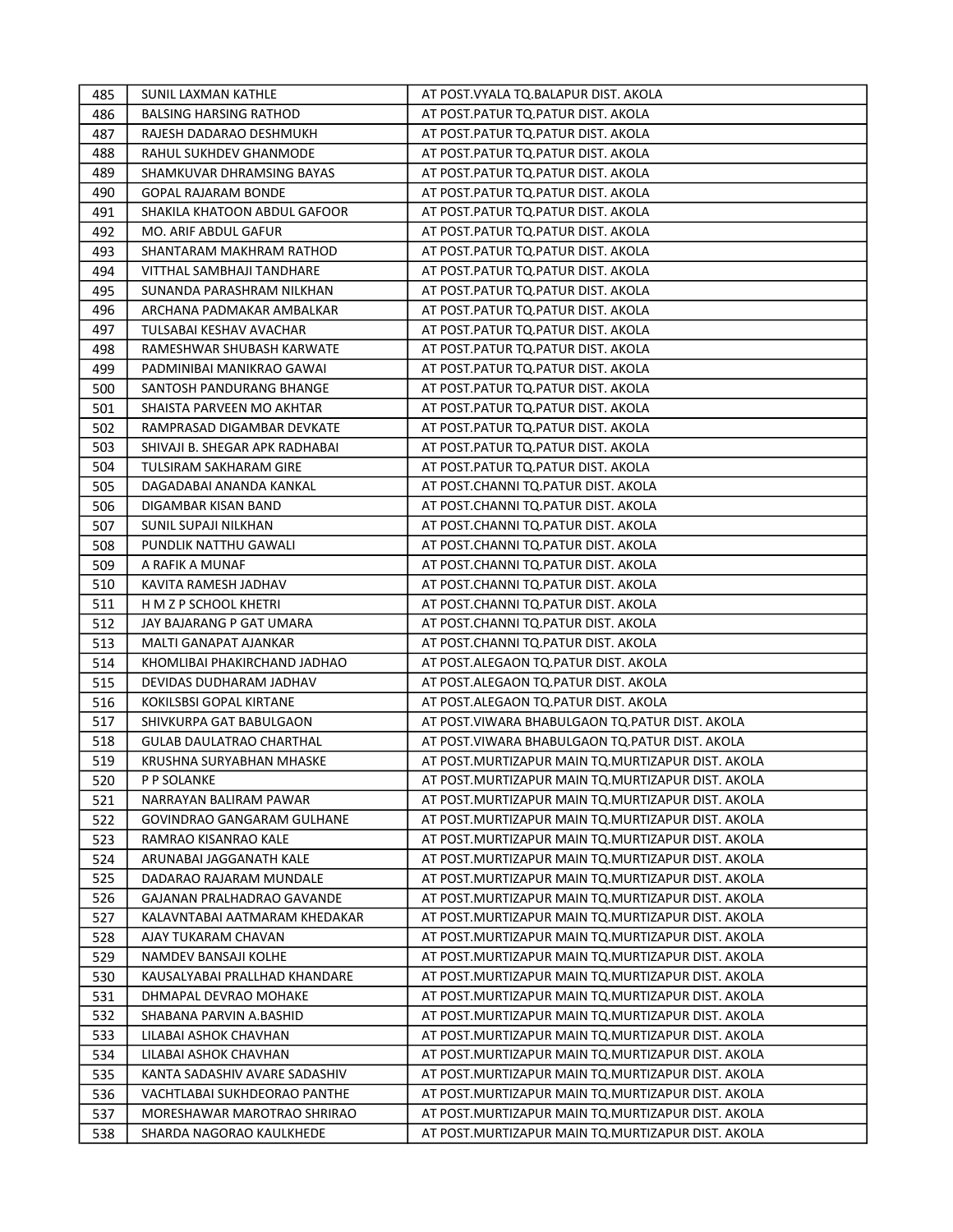| 485 | SUNIL LAXMAN KATHLE | AT POST.VYALA TQ.BALAPUR DIST. AKOLA |
|---|---|---|
| 486 | BALSING HARSING RATHOD | AT POST.PATUR TQ.PATUR DIST. AKOLA |
| 487 | RAJESH DADARAO DESHMUKH | AT POST.PATUR TQ.PATUR DIST. AKOLA |
| 488 | RAHUL SUKHDEV GHANMODE | AT POST.PATUR TQ.PATUR DIST. AKOLA |
| 489 | SHAMKUVAR DHRAMSING BAYAS | AT POST.PATUR TQ.PATUR DIST. AKOLA |
| 490 | GOPAL RAJARAM BONDE | AT POST.PATUR TQ.PATUR DIST. AKOLA |
| 491 | SHAKILA KHATOON ABDUL GAFOOR | AT POST.PATUR TQ.PATUR DIST. AKOLA |
| 492 | MO. ARIF ABDUL GAFUR | AT POST.PATUR TQ.PATUR DIST. AKOLA |
| 493 | SHANTARAM MAKHRAM RATHOD | AT POST.PATUR TQ.PATUR DIST. AKOLA |
| 494 | VITTHAL SAMBHAJI TANDHARE | AT POST.PATUR TQ.PATUR DIST. AKOLA |
| 495 | SUNANDA PARASHRAM NILKHAN | AT POST.PATUR TQ.PATUR DIST. AKOLA |
| 496 | ARCHANA PADMAKAR AMBALKAR | AT POST.PATUR TQ.PATUR DIST. AKOLA |
| 497 | TULSABAI KESHAV AVACHAR | AT POST.PATUR TQ.PATUR DIST. AKOLA |
| 498 | RAMESHWAR SHUBASH KARWATE | AT POST.PATUR TQ.PATUR DIST. AKOLA |
| 499 | PADMINIBAI MANIKRAO GAWAI | AT POST.PATUR TQ.PATUR DIST. AKOLA |
| 500 | SANTOSH PANDURANG BHANGE | AT POST.PATUR TQ.PATUR DIST. AKOLA |
| 501 | SHAISTA PARVEEN MO AKHTAR | AT POST.PATUR TQ.PATUR DIST. AKOLA |
| 502 | RAMPRASAD DIGAMBAR DEVKATE | AT POST.PATUR TQ.PATUR DIST. AKOLA |
| 503 | SHIVAJI B. SHEGAR APK RADHABAI | AT POST.PATUR TQ.PATUR DIST. AKOLA |
| 504 | TULSIRAM SAKHARAM GIRE | AT POST.PATUR TQ.PATUR DIST. AKOLA |
| 505 | DAGADABAI ANANDA KANKAL | AT POST.CHANNI TQ.PATUR DIST. AKOLA |
| 506 | DIGAMBAR KISAN BAND | AT POST.CHANNI TQ.PATUR DIST. AKOLA |
| 507 | SUNIL SUPAJI NILKHAN | AT POST.CHANNI TQ.PATUR DIST. AKOLA |
| 508 | PUNDLIK NATTHU GAWALI | AT POST.CHANNI TQ.PATUR DIST. AKOLA |
| 509 | A RAFIK A MUNAF | AT POST.CHANNI TQ.PATUR DIST. AKOLA |
| 510 | KAVITA RAMESH JADHAV | AT POST.CHANNI TQ.PATUR DIST. AKOLA |
| 511 | H M Z P SCHOOL KHETRI | AT POST.CHANNI TQ.PATUR DIST. AKOLA |
| 512 | JAY BAJARANG P GAT UMARA | AT POST.CHANNI TQ.PATUR DIST. AKOLA |
| 513 | MALTI GANAPAT AJANKAR | AT POST.CHANNI TQ.PATUR DIST. AKOLA |
| 514 | KHOMLIBAI PHAKIRCHAND JADHAO | AT POST.ALEGAON TQ.PATUR DIST. AKOLA |
| 515 | DEVIDAS DUDHARAM JADHAV | AT POST.ALEGAON TQ.PATUR DIST. AKOLA |
| 516 | KOKILSBSI GOPAL KIRTANE | AT POST.ALEGAON TQ.PATUR DIST. AKOLA |
| 517 | SHIVKURPA GAT BABULGAON | AT POST.VIWARA BHABULGAON TQ.PATUR DIST. AKOLA |
| 518 | GULAB DAULATRAO CHARTHAL | AT POST.VIWARA BHABULGAON TQ.PATUR DIST. AKOLA |
| 519 | KRUSHNA SURYABHAN MHASKE | AT POST.MURTIZAPUR MAIN TQ.MURTIZAPUR DIST. AKOLA |
| 520 | P P SOLANKE | AT POST.MURTIZAPUR MAIN TQ.MURTIZAPUR DIST. AKOLA |
| 521 | NARRAYAN BALIRAM PAWAR | AT POST.MURTIZAPUR MAIN TQ.MURTIZAPUR DIST. AKOLA |
| 522 | GOVINDRAO GANGARAM GULHANE | AT POST.MURTIZAPUR MAIN TQ.MURTIZAPUR DIST. AKOLA |
| 523 | RAMRAO KISANRAO KALE | AT POST.MURTIZAPUR MAIN TQ.MURTIZAPUR DIST. AKOLA |
| 524 | ARUNABAI JAGGANATH KALE | AT POST.MURTIZAPUR MAIN TQ.MURTIZAPUR DIST. AKOLA |
| 525 | DADARAO RAJARAM MUNDALE | AT POST.MURTIZAPUR MAIN TQ.MURTIZAPUR DIST. AKOLA |
| 526 | GAJANAN PRALHADRAO GAVANDE | AT POST.MURTIZAPUR MAIN TQ.MURTIZAPUR DIST. AKOLA |
| 527 | KALAVNTABAI AATMARAM KHEDAKAR | AT POST.MURTIZAPUR MAIN TQ.MURTIZAPUR DIST. AKOLA |
| 528 | AJAY TUKARAM CHAVAN | AT POST.MURTIZAPUR MAIN TQ.MURTIZAPUR DIST. AKOLA |
| 529 | NAMDEV BANSAJI KOLHE | AT POST.MURTIZAPUR MAIN TQ.MURTIZAPUR DIST. AKOLA |
| 530 | KAUSALYABAI PRALLHAD KHANDARE | AT POST.MURTIZAPUR MAIN TQ.MURTIZAPUR DIST. AKOLA |
| 531 | DHMAPAL DEVRAO MOHAKE | AT POST.MURTIZAPUR MAIN TQ.MURTIZAPUR DIST. AKOLA |
| 532 | SHABANA PARVIN A.BASHID | AT POST.MURTIZAPUR MAIN TQ.MURTIZAPUR DIST. AKOLA |
| 533 | LILABAI ASHOK CHAVHAN | AT POST.MURTIZAPUR MAIN TQ.MURTIZAPUR DIST. AKOLA |
| 534 | LILABAI ASHOK CHAVHAN | AT POST.MURTIZAPUR MAIN TQ.MURTIZAPUR DIST. AKOLA |
| 535 | KANTA SADASHIV AVARE SADASHIV | AT POST.MURTIZAPUR MAIN TQ.MURTIZAPUR DIST. AKOLA |
| 536 | VACHTLABAI SUKHDEORAO PANTHE | AT POST.MURTIZAPUR MAIN TQ.MURTIZAPUR DIST. AKOLA |
| 537 | MORESHAWAR MAROTRAO SHRIRAO | AT POST.MURTIZAPUR MAIN TQ.MURTIZAPUR DIST. AKOLA |
| 538 | SHARDA NAGORAO KAULKHEDE | AT POST.MURTIZAPUR MAIN TQ.MURTIZAPUR DIST. AKOLA |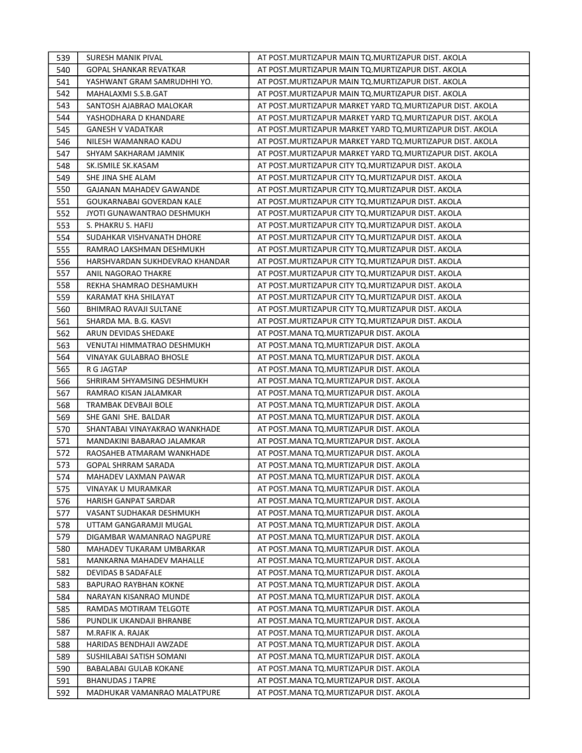| | | |
|---|---|---|
| 539 | SURESH MANIK PIVAL | AT POST.MURTIZAPUR MAIN TQ.MURTIZAPUR DIST. AKOLA |
| 540 | GOPAL SHANKAR REVATKAR | AT POST.MURTIZAPUR MAIN TQ.MURTIZAPUR DIST. AKOLA |
| 541 | YASHWANT GRAM SAMRUDHHI YO. | AT POST.MURTIZAPUR MAIN TQ.MURTIZAPUR DIST. AKOLA |
| 542 | MAHALAXMI S.S.B.GAT | AT POST.MURTIZAPUR MAIN TQ.MURTIZAPUR DIST. AKOLA |
| 543 | SANTOSH AJABRAO MALOKAR | AT POST.MURTIZAPUR MARKET YARD TQ.MURTIZAPUR DIST. AKOLA |
| 544 | YASHODHARA D KHANDARE | AT POST.MURTIZAPUR MARKET YARD TQ.MURTIZAPUR DIST. AKOLA |
| 545 | GANESH V VADATKAR | AT POST.MURTIZAPUR MARKET YARD TQ.MURTIZAPUR DIST. AKOLA |
| 546 | NILESH WAMANRAO KADU | AT POST.MURTIZAPUR MARKET YARD TQ.MURTIZAPUR DIST. AKOLA |
| 547 | SHYAM SAKHARAM JAMNIK | AT POST.MURTIZAPUR MARKET YARD TQ.MURTIZAPUR DIST. AKOLA |
| 548 | SK.ISMILE SK.KASAM | AT POST.MURTIZAPUR CITY TQ.MURTIZAPUR DIST. AKOLA |
| 549 | SHE JINA SHE ALAM | AT POST.MURTIZAPUR CITY TQ.MURTIZAPUR DIST. AKOLA |
| 550 | GAJANAN MAHADEV GAWANDE | AT POST.MURTIZAPUR CITY TQ.MURTIZAPUR DIST. AKOLA |
| 551 | GOUKARNABAI GOVERDAN KALE | AT POST.MURTIZAPUR CITY TQ.MURTIZAPUR DIST. AKOLA |
| 552 | JYOTI GUNAWANTRAO DESHMUKH | AT POST.MURTIZAPUR CITY TQ.MURTIZAPUR DIST. AKOLA |
| 553 | S. PHAKRU S. HAFIJ | AT POST.MURTIZAPUR CITY TQ.MURTIZAPUR DIST. AKOLA |
| 554 | SUDAHKAR VISHVANATH DHORE | AT POST.MURTIZAPUR CITY TQ.MURTIZAPUR DIST. AKOLA |
| 555 | RAMRAO LAKSHMAN DESHMUKH | AT POST.MURTIZAPUR CITY TQ.MURTIZAPUR DIST. AKOLA |
| 556 | HARSHVARDAN SUKHDEVRAO KHANDAR | AT POST.MURTIZAPUR CITY TQ.MURTIZAPUR DIST. AKOLA |
| 557 | ANIL NAGORAO THAKRE | AT POST.MURTIZAPUR CITY TQ.MURTIZAPUR DIST. AKOLA |
| 558 | REKHA SHAMRAO DESHAMUKH | AT POST.MURTIZAPUR CITY TQ.MURTIZAPUR DIST. AKOLA |
| 559 | KARAMAT KHA SHILAYAT | AT POST.MURTIZAPUR CITY TQ.MURTIZAPUR DIST. AKOLA |
| 560 | BHIMRAO RAVAJI SULTANE | AT POST.MURTIZAPUR CITY TQ.MURTIZAPUR DIST. AKOLA |
| 561 | SHARDA MA. B.G. KASVI | AT POST.MURTIZAPUR CITY TQ.MURTIZAPUR DIST. AKOLA |
| 562 | ARUN DEVIDAS SHEDAKE | AT POST.MANA TQ.MURTIZAPUR DIST. AKOLA |
| 563 | VENUTAI HIMMATRAO DESHMUKH | AT POST.MANA TQ.MURTIZAPUR DIST. AKOLA |
| 564 | VINAYAK GULABRAO BHOSLE | AT POST.MANA TQ.MURTIZAPUR DIST. AKOLA |
| 565 | R G JAGTAP | AT POST.MANA TQ.MURTIZAPUR DIST. AKOLA |
| 566 | SHRIRAM SHYAMSING DESHMUKH | AT POST.MANA TQ.MURTIZAPUR DIST. AKOLA |
| 567 | RAMRAO KISAN JALAMKAR | AT POST.MANA TQ.MURTIZAPUR DIST. AKOLA |
| 568 | TRAMBAK DEVBAJI BOLE | AT POST.MANA TQ.MURTIZAPUR DIST. AKOLA |
| 569 | SHE GANI SHE. BALDAR | AT POST.MANA TQ.MURTIZAPUR DIST. AKOLA |
| 570 | SHANTABAI VINAYAKRAO WANKHADE | AT POST.MANA TQ.MURTIZAPUR DIST. AKOLA |
| 571 | MANDAKINI BABARAO JALAMKAR | AT POST.MANA TQ.MURTIZAPUR DIST. AKOLA |
| 572 | RAOSAHEB ATMARAM WANKHADE | AT POST.MANA TQ.MURTIZAPUR DIST. AKOLA |
| 573 | GOPAL SHRRAM SARADA | AT POST.MANA TQ.MURTIZAPUR DIST. AKOLA |
| 574 | MAHADEV LAXMAN PAWAR | AT POST.MANA TQ.MURTIZAPUR DIST. AKOLA |
| 575 | VINAYAK U MURAMKAR | AT POST.MANA TQ.MURTIZAPUR DIST. AKOLA |
| 576 | HARISH GANPAT SARDAR | AT POST.MANA TQ.MURTIZAPUR DIST. AKOLA |
| 577 | VASANT SUDHAKAR DESHMUKH | AT POST.MANA TQ.MURTIZAPUR DIST. AKOLA |
| 578 | UTTAM GANGARAMJI MUGAL | AT POST.MANA TQ.MURTIZAPUR DIST. AKOLA |
| 579 | DIGAMBAR WAMANRAO NAGPURE | AT POST.MANA TQ.MURTIZAPUR DIST. AKOLA |
| 580 | MAHADEV TUKARAM UMBARKAR | AT POST.MANA TQ.MURTIZAPUR DIST. AKOLA |
| 581 | MANKARNA MAHADEV MAHALLE | AT POST.MANA TQ.MURTIZAPUR DIST. AKOLA |
| 582 | DEVIDAS B SADAFALE | AT POST.MANA TQ.MURTIZAPUR DIST. AKOLA |
| 583 | BAPURAO RAYBHAN KOKNE | AT POST.MANA TQ.MURTIZAPUR DIST. AKOLA |
| 584 | NARAYAN KISANRAO MUNDE | AT POST.MANA TQ.MURTIZAPUR DIST. AKOLA |
| 585 | RAMDAS MOTIRAM TELGOTE | AT POST.MANA TQ.MURTIZAPUR DIST. AKOLA |
| 586 | PUNDLIK UKANDAJI BHRANBE | AT POST.MANA TQ.MURTIZAPUR DIST. AKOLA |
| 587 | M.RAFIK A. RAJAK | AT POST.MANA TQ.MURTIZAPUR DIST. AKOLA |
| 588 | HARIDAS BENDHAJI AWZADE | AT POST.MANA TQ.MURTIZAPUR DIST. AKOLA |
| 589 | SUSHILABAI SATISH SOMANI | AT POST.MANA TQ.MURTIZAPUR DIST. AKOLA |
| 590 | BABALABAI GULAB KOKANE | AT POST.MANA TQ.MURTIZAPUR DIST. AKOLA |
| 591 | BHANUDAS J TAPRE | AT POST.MANA TQ.MURTIZAPUR DIST. AKOLA |
| 592 | MADHUKAR VAMANRAO MALATPURE | AT POST.MANA TQ.MURTIZAPUR DIST. AKOLA |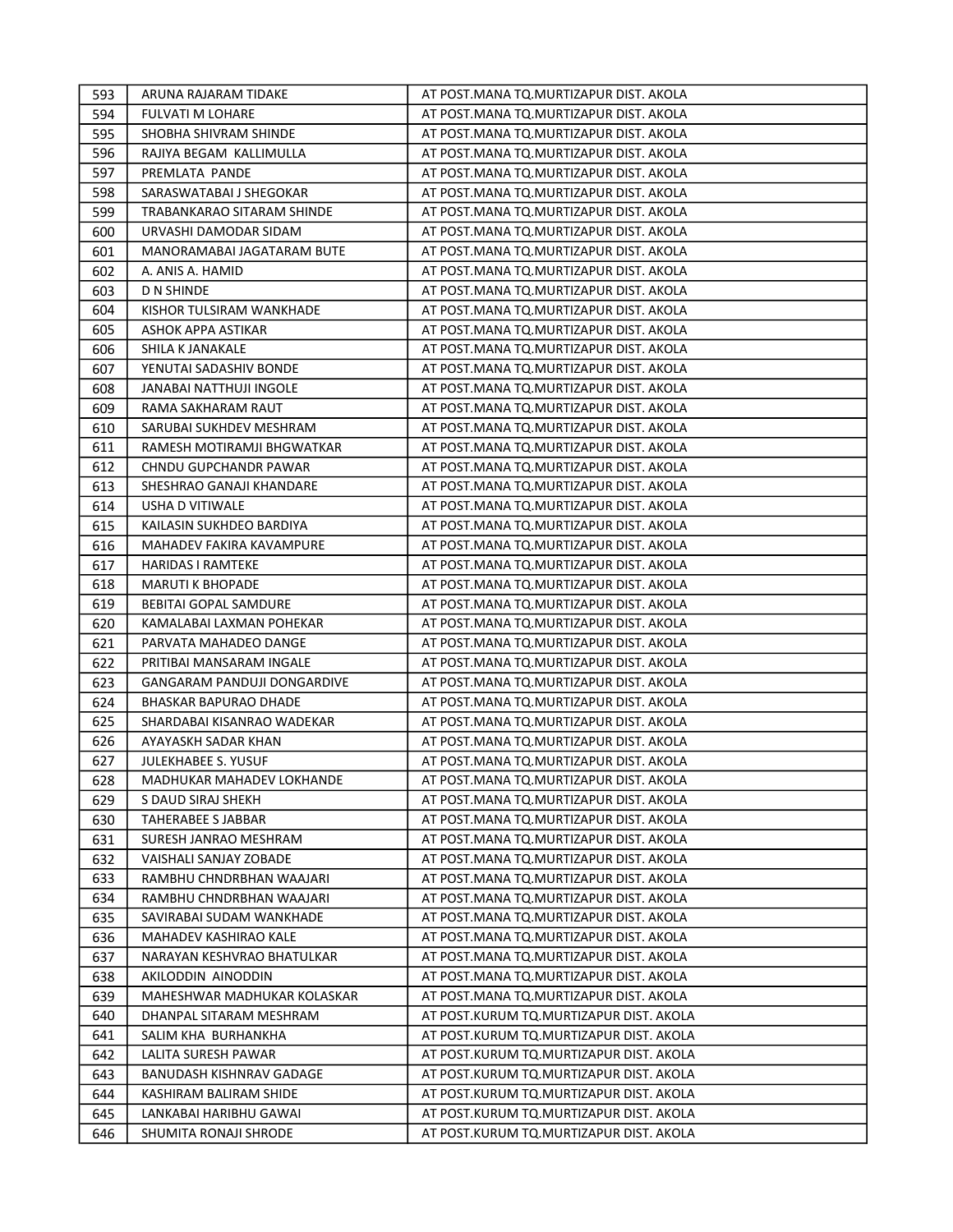| | | |
|---|---|---|
| 593 | ARUNA RAJARAM TIDAKE | AT POST.MANA TQ.MURTIZAPUR DIST. AKOLA |
| 594 | FULVATI M LOHARE | AT POST.MANA TQ.MURTIZAPUR DIST. AKOLA |
| 595 | SHOBHA SHIVRAM SHINDE | AT POST.MANA TQ.MURTIZAPUR DIST. AKOLA |
| 596 | RAJIYA BEGAM KALLIMULLA | AT POST.MANA TQ.MURTIZAPUR DIST. AKOLA |
| 597 | PREMLATA PANDE | AT POST.MANA TQ.MURTIZAPUR DIST. AKOLA |
| 598 | SARASWATABAI J SHEGOKAR | AT POST.MANA TQ.MURTIZAPUR DIST. AKOLA |
| 599 | TRABANKARAO SITARAM SHINDE | AT POST.MANA TQ.MURTIZAPUR DIST. AKOLA |
| 600 | URVASHI DAMODAR SIDAM | AT POST.MANA TQ.MURTIZAPUR DIST. AKOLA |
| 601 | MANORAMABAI JAGATARAM BUTE | AT POST.MANA TQ.MURTIZAPUR DIST. AKOLA |
| 602 | A. ANIS A. HAMID | AT POST.MANA TQ.MURTIZAPUR DIST. AKOLA |
| 603 | D N SHINDE | AT POST.MANA TQ.MURTIZAPUR DIST. AKOLA |
| 604 | KISHOR TULSIRAM WANKHADE | AT POST.MANA TQ.MURTIZAPUR DIST. AKOLA |
| 605 | ASHOK APPA ASTIKAR | AT POST.MANA TQ.MURTIZAPUR DIST. AKOLA |
| 606 | SHILA K JANAKALE | AT POST.MANA TQ.MURTIZAPUR DIST. AKOLA |
| 607 | YENUTAI SADASHIV BONDE | AT POST.MANA TQ.MURTIZAPUR DIST. AKOLA |
| 608 | JANABAI NATTHUJI INGOLE | AT POST.MANA TQ.MURTIZAPUR DIST. AKOLA |
| 609 | RAMA SAKHARAM RAUT | AT POST.MANA TQ.MURTIZAPUR DIST. AKOLA |
| 610 | SARUBAI SUKHDEV MESHRAM | AT POST.MANA TQ.MURTIZAPUR DIST. AKOLA |
| 611 | RAMESH MOTIRAMJI BHGWATKAR | AT POST.MANA TQ.MURTIZAPUR DIST. AKOLA |
| 612 | CHNDU GUPCHANDR PAWAR | AT POST.MANA TQ.MURTIZAPUR DIST. AKOLA |
| 613 | SHESHRAO GANAJI KHANDARE | AT POST.MANA TQ.MURTIZAPUR DIST. AKOLA |
| 614 | USHA D VITIWALE | AT POST.MANA TQ.MURTIZAPUR DIST. AKOLA |
| 615 | KAILASIN SUKHDEO BARDIYA | AT POST.MANA TQ.MURTIZAPUR DIST. AKOLA |
| 616 | MAHADEV FAKIRA KAVAMPURE | AT POST.MANA TQ.MURTIZAPUR DIST. AKOLA |
| 617 | HARIDAS I RAMTEKE | AT POST.MANA TQ.MURTIZAPUR DIST. AKOLA |
| 618 | MARUTI K BHOPADE | AT POST.MANA TQ.MURTIZAPUR DIST. AKOLA |
| 619 | BEBITAI GOPAL SAMDURE | AT POST.MANA TQ.MURTIZAPUR DIST. AKOLA |
| 620 | KAMALABAI LAXMAN POHEKAR | AT POST.MANA TQ.MURTIZAPUR DIST. AKOLA |
| 621 | PARVATA MAHADEO DANGE | AT POST.MANA TQ.MURTIZAPUR DIST. AKOLA |
| 622 | PRITIBAI MANSARAM INGALE | AT POST.MANA TQ.MURTIZAPUR DIST. AKOLA |
| 623 | GANGARAM PANDUJI DONGARDIVE | AT POST.MANA TQ.MURTIZAPUR DIST. AKOLA |
| 624 | BHASKAR BAPURAO DHADE | AT POST.MANA TQ.MURTIZAPUR DIST. AKOLA |
| 625 | SHARDABAI KISANRAO WADEKAR | AT POST.MANA TQ.MURTIZAPUR DIST. AKOLA |
| 626 | AYAYASKH SADAR KHAN | AT POST.MANA TQ.MURTIZAPUR DIST. AKOLA |
| 627 | JULEKHABEE S. YUSUF | AT POST.MANA TQ.MURTIZAPUR DIST. AKOLA |
| 628 | MADHUKAR MAHADEV LOKHANDE | AT POST.MANA TQ.MURTIZAPUR DIST. AKOLA |
| 629 | S DAUD SIRAJ SHEKH | AT POST.MANA TQ.MURTIZAPUR DIST. AKOLA |
| 630 | TAHERABEE S JABBAR | AT POST.MANA TQ.MURTIZAPUR DIST. AKOLA |
| 631 | SURESH JANRAO MESHRAM | AT POST.MANA TQ.MURTIZAPUR DIST. AKOLA |
| 632 | VAISHALI SANJAY ZOBADE | AT POST.MANA TQ.MURTIZAPUR DIST. AKOLA |
| 633 | RAMBHU CHNDRBHAN WAAJARI | AT POST.MANA TQ.MURTIZAPUR DIST. AKOLA |
| 634 | RAMBHU CHNDRBHAN WAAJARI | AT POST.MANA TQ.MURTIZAPUR DIST. AKOLA |
| 635 | SAVIRABAI SUDAM WANKHADE | AT POST.MANA TQ.MURTIZAPUR DIST. AKOLA |
| 636 | MAHADEV KASHIRAO KALE | AT POST.MANA TQ.MURTIZAPUR DIST. AKOLA |
| 637 | NARAYAN KESHVRAO BHATULKAR | AT POST.MANA TQ.MURTIZAPUR DIST. AKOLA |
| 638 | AKILODDIN AINODDIN | AT POST.MANA TQ.MURTIZAPUR DIST. AKOLA |
| 639 | MAHESHWAR MADHUKAR KOLASKAR | AT POST.MANA TQ.MURTIZAPUR DIST. AKOLA |
| 640 | DHANPAL SITARAM MESHRAM | AT POST.KURUM TQ.MURTIZAPUR DIST. AKOLA |
| 641 | SALIM KHA BURHANKHA | AT POST.KURUM TQ.MURTIZAPUR DIST. AKOLA |
| 642 | LALITA SURESH PAWAR | AT POST.KURUM TQ.MURTIZAPUR DIST. AKOLA |
| 643 | BANUDASH KISHNRAV GADAGE | AT POST.KURUM TQ.MURTIZAPUR DIST. AKOLA |
| 644 | KASHIRAM BALIRAM SHIDE | AT POST.KURUM TQ.MURTIZAPUR DIST. AKOLA |
| 645 | LANKABAI HARIBHU GAWAI | AT POST.KURUM TQ.MURTIZAPUR DIST. AKOLA |
| 646 | SHUMITA RONAJI SHRODE | AT POST.KURUM TQ.MURTIZAPUR DIST. AKOLA |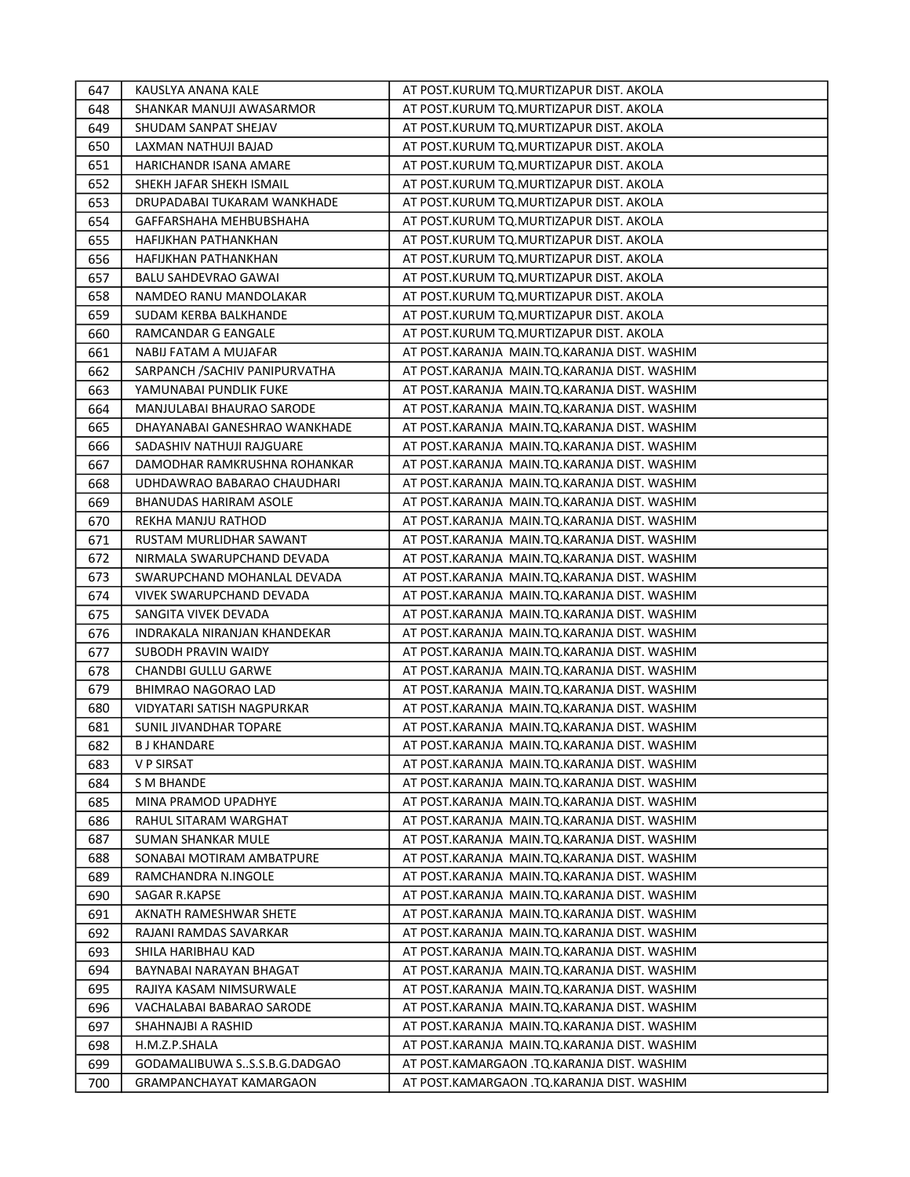| 647 | KAUSLYA ANANA KALE | AT POST.KURUM TQ.MURTIZAPUR DIST. AKOLA |
|---|---|---|
| 648 | SHANKAR MANUJI AWASARMOR | AT POST.KURUM TQ.MURTIZAPUR DIST. AKOLA |
| 649 | SHUDAM SANPAT SHEJAV | AT POST.KURUM TQ.MURTIZAPUR DIST. AKOLA |
| 650 | LAXMAN NATHUJI BAJAD | AT POST.KURUM TQ.MURTIZAPUR DIST. AKOLA |
| 651 | HARICHANDR ISANA AMARE | AT POST.KURUM TQ.MURTIZAPUR DIST. AKOLA |
| 652 | SHEKH JAFAR SHEKH ISMAIL | AT POST.KURUM TQ.MURTIZAPUR DIST. AKOLA |
| 653 | DRUPADABAI TUKARAM WANKHADE | AT POST.KURUM TQ.MURTIZAPUR DIST. AKOLA |
| 654 | GAFFARSHAHA MEHBUBSHAHA | AT POST.KURUM TQ.MURTIZAPUR DIST. AKOLA |
| 655 | HAFIJKHAN PATHANKHAN | AT POST.KURUM TQ.MURTIZAPUR DIST. AKOLA |
| 656 | HAFIJKHAN PATHANKHAN | AT POST.KURUM TQ.MURTIZAPUR DIST. AKOLA |
| 657 | BALU SAHDEVRAO GAWAI | AT POST.KURUM TQ.MURTIZAPUR DIST. AKOLA |
| 658 | NAMDEO RANU MANDOLAKAR | AT POST.KURUM TQ.MURTIZAPUR DIST. AKOLA |
| 659 | SUDAM KERBA BALKHANDE | AT POST.KURUM TQ.MURTIZAPUR DIST. AKOLA |
| 660 | RAMCANDAR G EANGALE | AT POST.KURUM TQ.MURTIZAPUR DIST. AKOLA |
| 661 | NABIJ FATAM A MUJAFAR | AT POST.KARANJA MAIN.TQ.KARANJA DIST. WASHIM |
| 662 | SARPANCH /SACHIV PANIPURVATHA | AT POST.KARANJA MAIN.TQ.KARANJA DIST. WASHIM |
| 663 | YAMUNABAI PUNDLIK FUKE | AT POST.KARANJA MAIN.TQ.KARANJA DIST. WASHIM |
| 664 | MANJULABAI BHAURAO SARODE | AT POST.KARANJA MAIN.TQ.KARANJA DIST. WASHIM |
| 665 | DHAYANABAI GANESHRAO WANKHADE | AT POST.KARANJA MAIN.TQ.KARANJA DIST. WASHIM |
| 666 | SADASHIV NATHUJI RAJGUARE | AT POST.KARANJA MAIN.TQ.KARANJA DIST. WASHIM |
| 667 | DAMODHAR RAMKRUSHNA ROHANKAR | AT POST.KARANJA MAIN.TQ.KARANJA DIST. WASHIM |
| 668 | UDHDAWRAO BABARAO CHAUDHARI | AT POST.KARANJA MAIN.TQ.KARANJA DIST. WASHIM |
| 669 | BHANUDAS HARIRAM ASOLE | AT POST.KARANJA MAIN.TQ.KARANJA DIST. WASHIM |
| 670 | REKHA MANJU RATHOD | AT POST.KARANJA MAIN.TQ.KARANJA DIST. WASHIM |
| 671 | RUSTAM MURLIDHAR SAWANT | AT POST.KARANJA MAIN.TQ.KARANJA DIST. WASHIM |
| 672 | NIRMALA SWARUPCHAND DEVADA | AT POST.KARANJA MAIN.TQ.KARANJA DIST. WASHIM |
| 673 | SWARUPCHAND MOHANLAL DEVADA | AT POST.KARANJA MAIN.TQ.KARANJA DIST. WASHIM |
| 674 | VIVEK SWARUPCHAND DEVADA | AT POST.KARANJA MAIN.TQ.KARANJA DIST. WASHIM |
| 675 | SANGITA VIVEK DEVADA | AT POST.KARANJA MAIN.TQ.KARANJA DIST. WASHIM |
| 676 | INDRAKALA NIRANJAN KHANDEKAR | AT POST.KARANJA MAIN.TQ.KARANJA DIST. WASHIM |
| 677 | SUBODH PRAVIN WAIDY | AT POST.KARANJA MAIN.TQ.KARANJA DIST. WASHIM |
| 678 | CHANDBI GULLU GARWE | AT POST.KARANJA MAIN.TQ.KARANJA DIST. WASHIM |
| 679 | BHIMRAO NAGORAO LAD | AT POST.KARANJA MAIN.TQ.KARANJA DIST. WASHIM |
| 680 | VIDYATARI SATISH NAGPURKAR | AT POST.KARANJA MAIN.TQ.KARANJA DIST. WASHIM |
| 681 | SUNIL JIVANDHAR TOPARE | AT POST.KARANJA MAIN.TQ.KARANJA DIST. WASHIM |
| 682 | B J KHANDARE | AT POST.KARANJA MAIN.TQ.KARANJA DIST. WASHIM |
| 683 | V P SIRSAT | AT POST.KARANJA MAIN.TQ.KARANJA DIST. WASHIM |
| 684 | S M BHANDE | AT POST.KARANJA MAIN.TQ.KARANJA DIST. WASHIM |
| 685 | MINA PRAMOD UPADHYE | AT POST.KARANJA MAIN.TQ.KARANJA DIST. WASHIM |
| 686 | RAHUL SITARAM WARGHAT | AT POST.KARANJA MAIN.TQ.KARANJA DIST. WASHIM |
| 687 | SUMAN SHANKAR MULE | AT POST.KARANJA MAIN.TQ.KARANJA DIST. WASHIM |
| 688 | SONABAI MOTIRAM AMBATPURE | AT POST.KARANJA MAIN.TQ.KARANJA DIST. WASHIM |
| 689 | RAMCHANDRA N.INGOLE | AT POST.KARANJA MAIN.TQ.KARANJA DIST. WASHIM |
| 690 | SAGAR R.KAPSE | AT POST.KARANJA MAIN.TQ.KARANJA DIST. WASHIM |
| 691 | AKNATH RAMESHWAR SHETE | AT POST.KARANJA MAIN.TQ.KARANJA DIST. WASHIM |
| 692 | RAJANI RAMDAS SAVARKAR | AT POST.KARANJA MAIN.TQ.KARANJA DIST. WASHIM |
| 693 | SHILA HARIBHAU KAD | AT POST.KARANJA MAIN.TQ.KARANJA DIST. WASHIM |
| 694 | BAYNABAI NARAYAN BHAGAT | AT POST.KARANJA MAIN.TQ.KARANJA DIST. WASHIM |
| 695 | RAJIYA KASAM NIMSURWALE | AT POST.KARANJA MAIN.TQ.KARANJA DIST. WASHIM |
| 696 | VACHALABAI BABARAO SARODE | AT POST.KARANJA MAIN.TQ.KARANJA DIST. WASHIM |
| 697 | SHAHNAJBI A RASHID | AT POST.KARANJA MAIN.TQ.KARANJA DIST. WASHIM |
| 698 | H.M.Z.P.SHALA | AT POST.KARANJA MAIN.TQ.KARANJA DIST. WASHIM |
| 699 | GODAMALIBUWA S..S.S.B.G.DADGAO | AT POST.KAMARGAON .TQ.KARANJA DIST. WASHIM |
| 700 | GRAMPANCHAYAT KAMARGAON | AT POST.KAMARGAON .TQ.KARANJA DIST. WASHIM |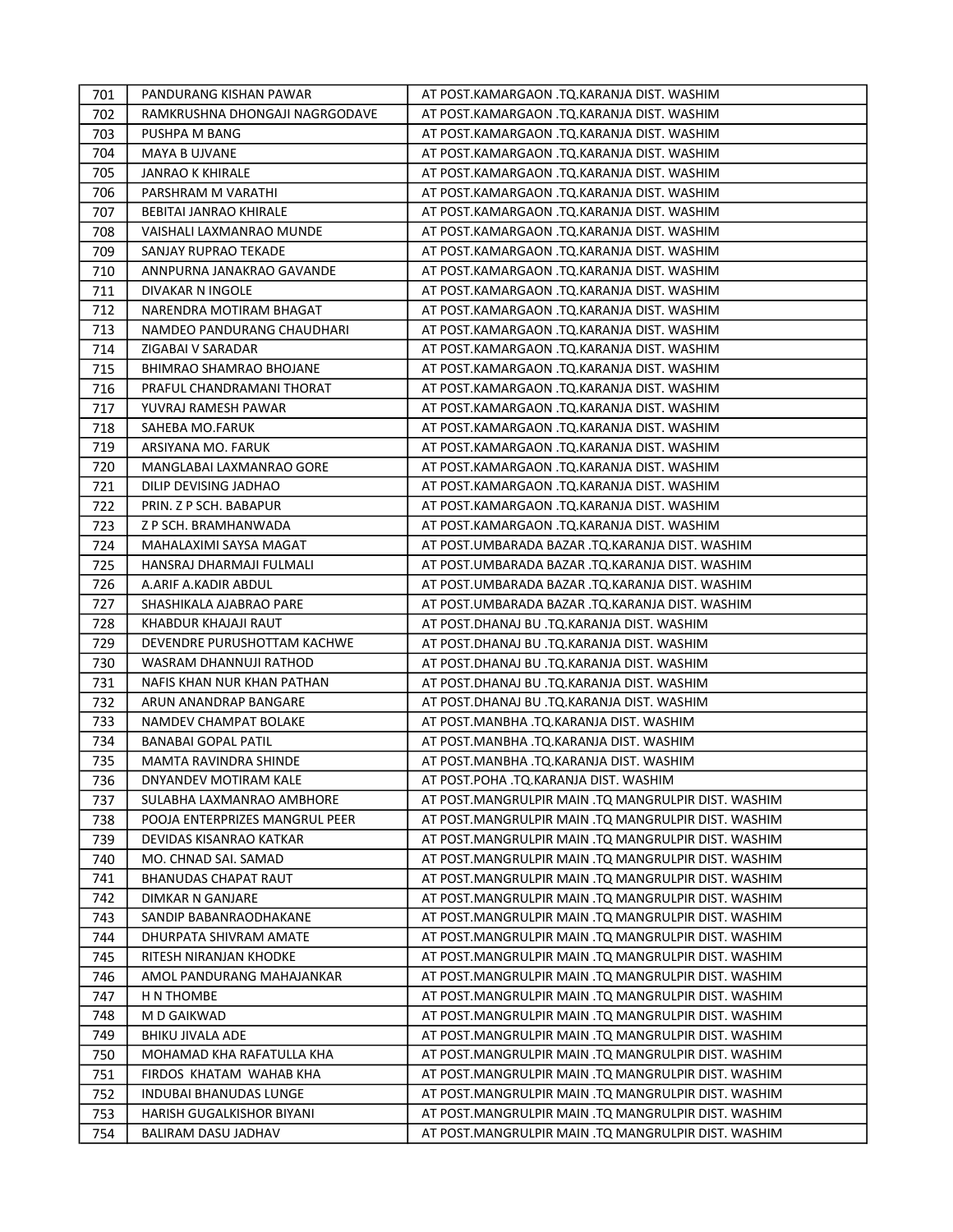| 701 | PANDURANG KISHAN PAWAR | AT POST.KAMARGAON .TQ.KARANJA DIST. WASHIM |
|---|---|---|
| 702 | RAMKRUSHNA DHONGAJI NAGRGODAVE | AT POST.KAMARGAON .TQ.KARANJA DIST. WASHIM |
| 703 | PUSHPA M BANG | AT POST.KAMARGAON .TQ.KARANJA DIST. WASHIM |
| 704 | MAYA B UJVANE | AT POST.KAMARGAON .TQ.KARANJA DIST. WASHIM |
| 705 | JANRAO K KHIRALE | AT POST.KAMARGAON .TQ.KARANJA DIST. WASHIM |
| 706 | PARSHRAM M VARATHI | AT POST.KAMARGAON .TQ.KARANJA DIST. WASHIM |
| 707 | BEBITAI JANRAO KHIRALE | AT POST.KAMARGAON .TQ.KARANJA DIST. WASHIM |
| 708 | VAISHALI LAXMANRAO MUNDE | AT POST.KAMARGAON .TQ.KARANJA DIST. WASHIM |
| 709 | SANJAY RUPRAO TEKADE | AT POST.KAMARGAON .TQ.KARANJA DIST. WASHIM |
| 710 | ANNPURNA JANAKRAO GAVANDE | AT POST.KAMARGAON .TQ.KARANJA DIST. WASHIM |
| 711 | DIVAKAR N INGOLE | AT POST.KAMARGAON .TQ.KARANJA DIST. WASHIM |
| 712 | NARENDRA MOTIRAM BHAGAT | AT POST.KAMARGAON .TQ.KARANJA DIST. WASHIM |
| 713 | NAMDEO PANDURANG CHAUDHARI | AT POST.KAMARGAON .TQ.KARANJA DIST. WASHIM |
| 714 | ZIGABAI V SARADAR | AT POST.KAMARGAON .TQ.KARANJA DIST. WASHIM |
| 715 | BHIMRAO SHAMRAO BHOJANE | AT POST.KAMARGAON .TQ.KARANJA DIST. WASHIM |
| 716 | PRAFUL CHANDRAMANI THORAT | AT POST.KAMARGAON .TQ.KARANJA DIST. WASHIM |
| 717 | YUVRAJ RAMESH PAWAR | AT POST.KAMARGAON .TQ.KARANJA DIST. WASHIM |
| 718 | SAHEBA MO.FARUK | AT POST.KAMARGAON .TQ.KARANJA DIST. WASHIM |
| 719 | ARSIYANA MO. FARUK | AT POST.KAMARGAON .TQ.KARANJA DIST. WASHIM |
| 720 | MANGLABAI LAXMANRAO GORE | AT POST.KAMARGAON .TQ.KARANJA DIST. WASHIM |
| 721 | DILIP DEVISING JADHAO | AT POST.KAMARGAON .TQ.KARANJA DIST. WASHIM |
| 722 | PRIN. Z P SCH. BABAPUR | AT POST.KAMARGAON .TQ.KARANJA DIST. WASHIM |
| 723 | Z P SCH. BRAMHANWADA | AT POST.KAMARGAON .TQ.KARANJA DIST. WASHIM |
| 724 | MAHALAXIMI SAYSA MAGAT | AT POST.UMBARADA BAZAR .TQ.KARANJA DIST. WASHIM |
| 725 | HANSRAJ DHARMAJI FULMALI | AT POST.UMBARADA BAZAR .TQ.KARANJA DIST. WASHIM |
| 726 | A.ARIF A.KADIR ABDUL | AT POST.UMBARADA BAZAR .TQ.KARANJA DIST. WASHIM |
| 727 | SHASHIKALA AJABRAO PARE | AT POST.UMBARADA BAZAR .TQ.KARANJA DIST. WASHIM |
| 728 | KHABDUR KHAJAJI RAUT | AT POST.DHANAJ BU .TQ.KARANJA DIST. WASHIM |
| 729 | DEVENDRE PURUSHOTTAM KACHWE | AT POST.DHANAJ BU .TQ.KARANJA DIST. WASHIM |
| 730 | WASRAM DHANNUJI RATHOD | AT POST.DHANAJ BU .TQ.KARANJA DIST. WASHIM |
| 731 | NAFIS KHAN NUR KHAN PATHAN | AT POST.DHANAJ BU .TQ.KARANJA DIST. WASHIM |
| 732 | ARUN ANANDRAP BANGARE | AT POST.DHANAJ BU .TQ.KARANJA DIST. WASHIM |
| 733 | NAMDEV CHAMPAT BOLAKE | AT POST.MANBHA .TQ.KARANJA DIST. WASHIM |
| 734 | BANABAI GOPAL PATIL | AT POST.MANBHA .TQ.KARANJA DIST. WASHIM |
| 735 | MAMTA RAVINDRA SHINDE | AT POST.MANBHA .TQ.KARANJA DIST. WASHIM |
| 736 | DNYANDEV MOTIRAM KALE | AT POST.POHA .TQ.KARANJA DIST. WASHIM |
| 737 | SULABHA LAXMANRAO AMBHORE | AT POST.MANGRULPIR MAIN .TQ MANGRULPIR DIST. WASHIM |
| 738 | POOJA ENTERPRIZES MANGRUL PEER | AT POST.MANGRULPIR MAIN .TQ MANGRULPIR DIST. WASHIM |
| 739 | DEVIDAS KISANRAO KATKAR | AT POST.MANGRULPIR MAIN .TQ MANGRULPIR DIST. WASHIM |
| 740 | MO. CHNAD SAI. SAMAD | AT POST.MANGRULPIR MAIN .TQ MANGRULPIR DIST. WASHIM |
| 741 | BHANUDAS CHAPAT RAUT | AT POST.MANGRULPIR MAIN .TQ MANGRULPIR DIST. WASHIM |
| 742 | DIMKAR N GANJARE | AT POST.MANGRULPIR MAIN .TQ MANGRULPIR DIST. WASHIM |
| 743 | SANDIP BABANRAODHAKANE | AT POST.MANGRULPIR MAIN .TQ MANGRULPIR DIST. WASHIM |
| 744 | DHURPATA SHIVRAM AMATE | AT POST.MANGRULPIR MAIN .TQ MANGRULPIR DIST. WASHIM |
| 745 | RITESH NIRANJAN KHODKE | AT POST.MANGRULPIR MAIN .TQ MANGRULPIR DIST. WASHIM |
| 746 | AMOL PANDURANG MAHAJANKAR | AT POST.MANGRULPIR MAIN .TQ MANGRULPIR DIST. WASHIM |
| 747 | H N THOMBE | AT POST.MANGRULPIR MAIN .TQ MANGRULPIR DIST. WASHIM |
| 748 | M D GAIKWAD | AT POST.MANGRULPIR MAIN .TQ MANGRULPIR DIST. WASHIM |
| 749 | BHIKU JIVALA ADE | AT POST.MANGRULPIR MAIN .TQ MANGRULPIR DIST. WASHIM |
| 750 | MOHAMAD KHA RAFATULLA KHA | AT POST.MANGRULPIR MAIN .TQ MANGRULPIR DIST. WASHIM |
| 751 | FIRDOS KHATAM WAHAB KHA | AT POST.MANGRULPIR MAIN .TQ MANGRULPIR DIST. WASHIM |
| 752 | INDUBAI BHANUDAS LUNGE | AT POST.MANGRULPIR MAIN .TQ MANGRULPIR DIST. WASHIM |
| 753 | HARISH GUGALKISHOR BIYANI | AT POST.MANGRULPIR MAIN .TQ MANGRULPIR DIST. WASHIM |
| 754 | BALIRAM DASU JADHAV | AT POST.MANGRULPIR MAIN .TQ MANGRULPIR DIST. WASHIM |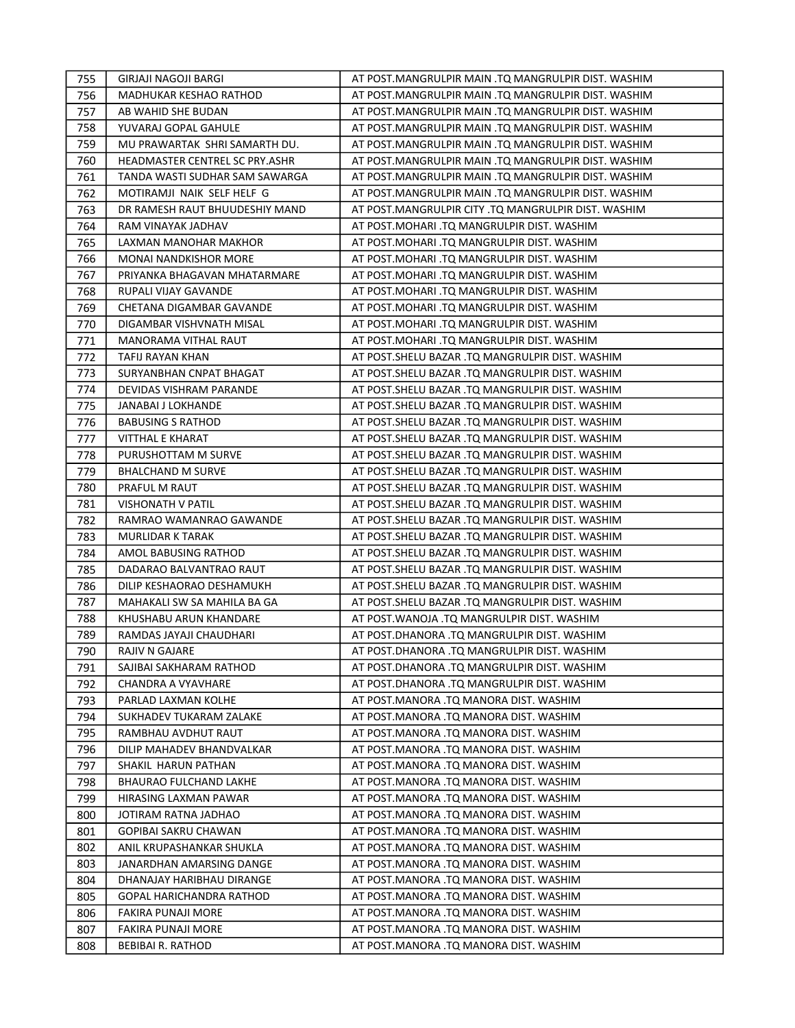| 755 | GIRJAJI NAGOJI BARGI | AT POST.MANGRULPIR MAIN .TQ MANGRULPIR DIST. WASHIM |
|---|---|---|
| 756 | MADHUKAR KESHAO RATHOD | AT POST.MANGRULPIR MAIN .TQ MANGRULPIR DIST. WASHIM |
| 757 | AB WAHID SHE BUDAN | AT POST.MANGRULPIR MAIN .TQ MANGRULPIR DIST. WASHIM |
| 758 | YUVARAJ GOPAL GAHULE | AT POST.MANGRULPIR MAIN .TQ MANGRULPIR DIST. WASHIM |
| 759 | MU PRAWARTAK SHRI SAMARTH DU. | AT POST.MANGRULPIR MAIN .TQ MANGRULPIR DIST. WASHIM |
| 760 | HEADMASTER CENTREL SC PRY.ASHR | AT POST.MANGRULPIR MAIN .TQ MANGRULPIR DIST. WASHIM |
| 761 | TANDA WASTI SUDHAR SAM SAWARGA | AT POST.MANGRULPIR MAIN .TQ MANGRULPIR DIST. WASHIM |
| 762 | MOTIRAMJI NAIK SELF HELF G | AT POST.MANGRULPIR MAIN .TQ MANGRULPIR DIST. WASHIM |
| 763 | DR RAMESH RAUT BHUUDESHIY MAND | AT POST.MANGRULPIR CITY .TQ MANGRULPIR DIST. WASHIM |
| 764 | RAM VINAYAK JADHAV | AT POST.MOHARI .TQ MANGRULPIR DIST. WASHIM |
| 765 | LAXMAN MANOHAR MAKHOR | AT POST.MOHARI .TQ MANGRULPIR DIST. WASHIM |
| 766 | MONAI NANDKISHOR MORE | AT POST.MOHARI .TQ MANGRULPIR DIST. WASHIM |
| 767 | PRIYANKA BHAGAVAN MHATARMARE | AT POST.MOHARI .TQ MANGRULPIR DIST. WASHIM |
| 768 | RUPALI VIJAY GAVANDE | AT POST.MOHARI .TQ MANGRULPIR DIST. WASHIM |
| 769 | CHETANA DIGAMBAR GAVANDE | AT POST.MOHARI .TQ MANGRULPIR DIST. WASHIM |
| 770 | DIGAMBAR VISHVNATH MISAL | AT POST.MOHARI .TQ MANGRULPIR DIST. WASHIM |
| 771 | MANORAMA VITHAL RAUT | AT POST.MOHARI .TQ MANGRULPIR DIST. WASHIM |
| 772 | TAFIJ RAYAN KHAN | AT POST.SHELU BAZAR .TQ MANGRULPIR DIST. WASHIM |
| 773 | SURYANBHAN CNPAT BHAGAT | AT POST.SHELU BAZAR .TQ MANGRULPIR DIST. WASHIM |
| 774 | DEVIDAS VISHRAM PARANDE | AT POST.SHELU BAZAR .TQ MANGRULPIR DIST. WASHIM |
| 775 | JANABAI J LOKHANDE | AT POST.SHELU BAZAR .TQ MANGRULPIR DIST. WASHIM |
| 776 | BABUSING S RATHOD | AT POST.SHELU BAZAR .TQ MANGRULPIR DIST. WASHIM |
| 777 | VITTHAL E KHARAT | AT POST.SHELU BAZAR .TQ MANGRULPIR DIST. WASHIM |
| 778 | PURUSHOTTAM M SURVE | AT POST.SHELU BAZAR .TQ MANGRULPIR DIST. WASHIM |
| 779 | BHALCHAND M SURVE | AT POST.SHELU BAZAR .TQ MANGRULPIR DIST. WASHIM |
| 780 | PRAFUL M RAUT | AT POST.SHELU BAZAR .TQ MANGRULPIR DIST. WASHIM |
| 781 | VISHONATH V PATIL | AT POST.SHELU BAZAR .TQ MANGRULPIR DIST. WASHIM |
| 782 | RAMRAO WAMANRAO GAWANDE | AT POST.SHELU BAZAR .TQ MANGRULPIR DIST. WASHIM |
| 783 | MURLIDAR K TARAK | AT POST.SHELU BAZAR .TQ MANGRULPIR DIST. WASHIM |
| 784 | AMOL BABUSING RATHOD | AT POST.SHELU BAZAR .TQ MANGRULPIR DIST. WASHIM |
| 785 | DADARAO BALVANTRAO RAUT | AT POST.SHELU BAZAR .TQ MANGRULPIR DIST. WASHIM |
| 786 | DILIP KESHAORAO DESHAMUKH | AT POST.SHELU BAZAR .TQ MANGRULPIR DIST. WASHIM |
| 787 | MAHAKALI SW SA MAHILA BA GA | AT POST.SHELU BAZAR .TQ MANGRULPIR DIST. WASHIM |
| 788 | KHUSHABU ARUN KHANDARE | AT POST.WANOJA .TQ MANGRULPIR DIST. WASHIM |
| 789 | RAMDAS JAYAJI CHAUDHARI | AT POST.DHANORA .TQ MANGRULPIR DIST. WASHIM |
| 790 | RAJIV N GAJARE | AT POST.DHANORA .TQ MANGRULPIR DIST. WASHIM |
| 791 | SAJIBAI SAKHARAM RATHOD | AT POST.DHANORA .TQ MANGRULPIR DIST. WASHIM |
| 792 | CHANDRA A VYAVHARE | AT POST.DHANORA .TQ MANGRULPIR DIST. WASHIM |
| 793 | PARLAD LAXMAN KOLHE | AT POST.MANORA .TQ MANORA DIST. WASHIM |
| 794 | SUKHADEV TUKARAM ZALAKE | AT POST.MANORA .TQ MANORA DIST. WASHIM |
| 795 | RAMBHAU AVDHUT RAUT | AT POST.MANORA .TQ MANORA DIST. WASHIM |
| 796 | DILIP MAHADEV BHANDVALKAR | AT POST.MANORA .TQ MANORA DIST. WASHIM |
| 797 | SHAKIL HARUN PATHAN | AT POST.MANORA .TQ MANORA DIST. WASHIM |
| 798 | BHAURAO FULCHAND LAKHE | AT POST.MANORA .TQ MANORA DIST. WASHIM |
| 799 | HIRASING LAXMAN PAWAR | AT POST.MANORA .TQ MANORA DIST. WASHIM |
| 800 | JOTIRAM RATNA JADHAO | AT POST.MANORA .TQ MANORA DIST. WASHIM |
| 801 | GOPIBAI SAKRU CHAWAN | AT POST.MANORA .TQ MANORA DIST. WASHIM |
| 802 | ANIL KRUPASHANKAR SHUKLA | AT POST.MANORA .TQ MANORA DIST. WASHIM |
| 803 | JANARDHAN AMARSING DANGE | AT POST.MANORA .TQ MANORA DIST. WASHIM |
| 804 | DHANAJAY HARIBHAU DIRANGE | AT POST.MANORA .TQ MANORA DIST. WASHIM |
| 805 | GOPAL HARICHANDRA RATHOD | AT POST.MANORA .TQ MANORA DIST. WASHIM |
| 806 | FAKIRA PUNAJI MORE | AT POST.MANORA .TQ MANORA DIST. WASHIM |
| 807 | FAKIRA PUNAJI MORE | AT POST.MANORA .TQ MANORA DIST. WASHIM |
| 808 | BEBIBAI R. RATHOD | AT POST.MANORA .TQ MANORA DIST. WASHIM |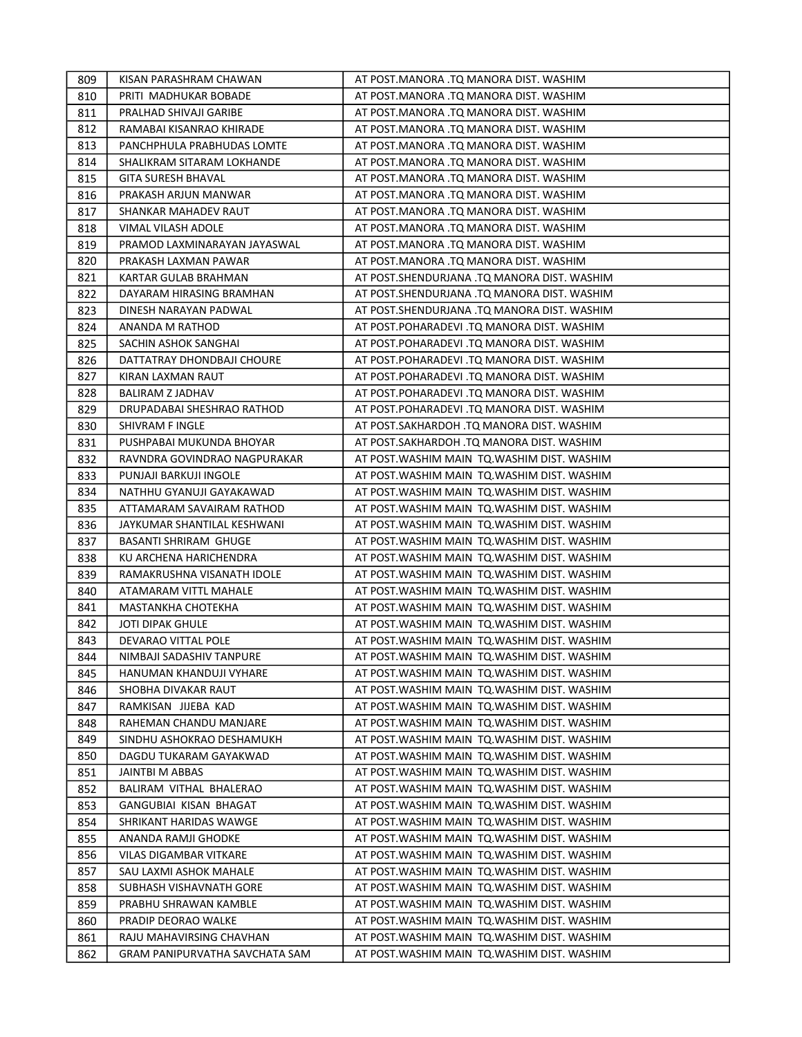| 809 | KISAN PARASHRAM CHAWAN | AT POST.MANORA .TQ MANORA DIST. WASHIM |
|---|---|---|
| 810 | PRITI MADHUKAR BOBADE | AT POST.MANORA .TQ MANORA DIST. WASHIM |
| 811 | PRALHAD SHIVAJI GARIBE | AT POST.MANORA .TQ MANORA DIST. WASHIM |
| 812 | RAMABAI KISANRAO KHIRADE | AT POST.MANORA .TQ MANORA DIST. WASHIM |
| 813 | PANCHPHULA PRABHUDAS LOMTE | AT POST.MANORA .TQ MANORA DIST. WASHIM |
| 814 | SHALIKRAM SITARAM LOKHANDE | AT POST.MANORA .TQ MANORA DIST. WASHIM |
| 815 | GITA SURESH BHAVAL | AT POST.MANORA .TQ MANORA DIST. WASHIM |
| 816 | PRAKASH ARJUN MANWAR | AT POST.MANORA .TQ MANORA DIST. WASHIM |
| 817 | SHANKAR MAHADEV RAUT | AT POST.MANORA .TQ MANORA DIST. WASHIM |
| 818 | VIMAL VILASH ADOLE | AT POST.MANORA .TQ MANORA DIST. WASHIM |
| 819 | PRAMOD LAXMINARAYAN JAYASWAL | AT POST.MANORA .TQ MANORA DIST. WASHIM |
| 820 | PRAKASH LAXMAN PAWAR | AT POST.MANORA .TQ MANORA DIST. WASHIM |
| 821 | KARTAR GULAB BRAHMAN | AT POST.SHENDURJANA .TQ MANORA DIST. WASHIM |
| 822 | DAYARAM HIRASING BRAMHAN | AT POST.SHENDURJANA .TQ MANORA DIST. WASHIM |
| 823 | DINESH NARAYAN PADWAL | AT POST.SHENDURJANA .TQ MANORA DIST. WASHIM |
| 824 | ANANDA M RATHOD | AT POST.POHARADEVI .TQ MANORA DIST. WASHIM |
| 825 | SACHIN ASHOK SANGHAI | AT POST.POHARADEVI .TQ MANORA DIST. WASHIM |
| 826 | DATTATRAY DHONDBAJI CHOURE | AT POST.POHARADEVI .TQ MANORA DIST. WASHIM |
| 827 | KIRAN LAXMAN RAUT | AT POST.POHARADEVI .TQ MANORA DIST. WASHIM |
| 828 | BALIRAM Z JADHAV | AT POST.POHARADEVI .TQ MANORA DIST. WASHIM |
| 829 | DRUPADABAI SHESHRAO RATHOD | AT POST.POHARADEVI .TQ MANORA DIST. WASHIM |
| 830 | SHIVRAM F INGLE | AT POST.SAKHARDOH .TQ MANORA DIST. WASHIM |
| 831 | PUSHPABAI MUKUNDA BHOYAR | AT POST.SAKHARDOH .TQ MANORA DIST. WASHIM |
| 832 | RAVNDRA GOVINDRAO NAGPURAKAR | AT POST.WASHIM MAIN TQ.WASHIM DIST. WASHIM |
| 833 | PUNJAJI BARKUJI INGOLE | AT POST.WASHIM MAIN TQ.WASHIM DIST. WASHIM |
| 834 | NATHHU GYANUJI GAYAKAWAD | AT POST.WASHIM MAIN TQ.WASHIM DIST. WASHIM |
| 835 | ATTAMARAM SAVAIRAM RATHOD | AT POST.WASHIM MAIN TQ.WASHIM DIST. WASHIM |
| 836 | JAYKUMAR SHANTILAL KESHWANI | AT POST.WASHIM MAIN TQ.WASHIM DIST. WASHIM |
| 837 | BASANTI SHRIRAM GHUGE | AT POST.WASHIM MAIN TQ.WASHIM DIST. WASHIM |
| 838 | KU ARCHENA HARICHENDRA | AT POST.WASHIM MAIN TQ.WASHIM DIST. WASHIM |
| 839 | RAMAKRUSHNA VISANATH IDOLE | AT POST.WASHIM MAIN TQ.WASHIM DIST. WASHIM |
| 840 | ATAMARAM VITTL MAHALE | AT POST.WASHIM MAIN TQ.WASHIM DIST. WASHIM |
| 841 | MASTANKHA CHOTEKHA | AT POST.WASHIM MAIN TQ.WASHIM DIST. WASHIM |
| 842 | JOTI DIPAK GHULE | AT POST.WASHIM MAIN TQ.WASHIM DIST. WASHIM |
| 843 | DEVARAO VITTAL POLE | AT POST.WASHIM MAIN TQ.WASHIM DIST. WASHIM |
| 844 | NIMBAJI SADASHIV TANPURE | AT POST.WASHIM MAIN TQ.WASHIM DIST. WASHIM |
| 845 | HANUMAN KHANDUJI VYHARE | AT POST.WASHIM MAIN TQ.WASHIM DIST. WASHIM |
| 846 | SHOBHA DIVAKAR RAUT | AT POST.WASHIM MAIN TQ.WASHIM DIST. WASHIM |
| 847 | RAMKISAN JIJEBA KAD | AT POST.WASHIM MAIN TQ.WASHIM DIST. WASHIM |
| 848 | RAHEMAN CHANDU MANJARE | AT POST.WASHIM MAIN TQ.WASHIM DIST. WASHIM |
| 849 | SINDHU ASHOKRAO DESHAMUKH | AT POST.WASHIM MAIN TQ.WASHIM DIST. WASHIM |
| 850 | DAGDU TUKARAM GAYAKWAD | AT POST.WASHIM MAIN TQ.WASHIM DIST. WASHIM |
| 851 | JAINTBI M ABBAS | AT POST.WASHIM MAIN TQ.WASHIM DIST. WASHIM |
| 852 | BALIRAM VITHAL BHALERAO | AT POST.WASHIM MAIN TQ.WASHIM DIST. WASHIM |
| 853 | GANGUBIAI KISAN BHAGAT | AT POST.WASHIM MAIN TQ.WASHIM DIST. WASHIM |
| 854 | SHRIKANT HARIDAS WAWGE | AT POST.WASHIM MAIN TQ.WASHIM DIST. WASHIM |
| 855 | ANANDA RAMJI GHODKE | AT POST.WASHIM MAIN TQ.WASHIM DIST. WASHIM |
| 856 | VILAS DIGAMBAR VITKARE | AT POST.WASHIM MAIN TQ.WASHIM DIST. WASHIM |
| 857 | SAU LAXMI ASHOK MAHALE | AT POST.WASHIM MAIN TQ.WASHIM DIST. WASHIM |
| 858 | SUBHASH VISHAVNATH GORE | AT POST.WASHIM MAIN TQ.WASHIM DIST. WASHIM |
| 859 | PRABHU SHRAWAN KAMBLE | AT POST.WASHIM MAIN TQ.WASHIM DIST. WASHIM |
| 860 | PRADIP DEORAO WALKE | AT POST.WASHIM MAIN TQ.WASHIM DIST. WASHIM |
| 861 | RAJU MAHAVIRSING CHAVHAN | AT POST.WASHIM MAIN TQ.WASHIM DIST. WASHIM |
| 862 | GRAM PANIPURVATHA SAVCHATA SAM | AT POST.WASHIM MAIN TQ.WASHIM DIST. WASHIM |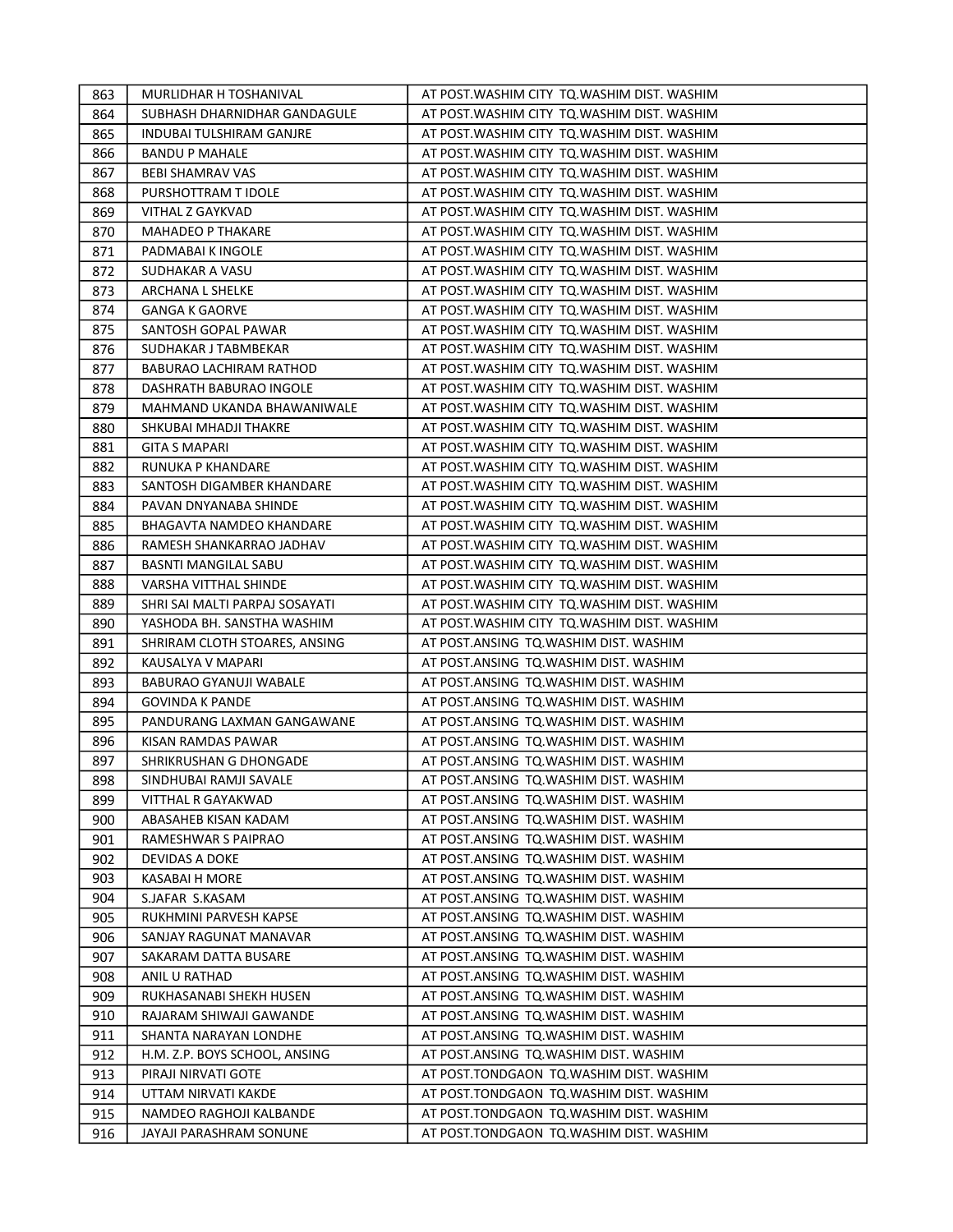| 863 | MURLIDHAR H TOSHANIVAL | AT POST.WASHIM CITY TQ.WASHIM DIST. WASHIM |
|---|---|---|
| 864 | SUBHASH DHARNIDHAR GANDAGULE | AT POST.WASHIM CITY TQ.WASHIM DIST. WASHIM |
| 865 | INDUBAI TULSHIRAM GANJRE | AT POST.WASHIM CITY TQ.WASHIM DIST. WASHIM |
| 866 | BANDU P MAHALE | AT POST.WASHIM CITY TQ.WASHIM DIST. WASHIM |
| 867 | BEBI SHAMRAV VAS | AT POST.WASHIM CITY TQ.WASHIM DIST. WASHIM |
| 868 | PURSHOTTRAM T IDOLE | AT POST.WASHIM CITY TQ.WASHIM DIST. WASHIM |
| 869 | VITHAL Z GAYKVAD | AT POST.WASHIM CITY TQ.WASHIM DIST. WASHIM |
| 870 | MAHADEO P THAKARE | AT POST.WASHIM CITY TQ.WASHIM DIST. WASHIM |
| 871 | PADMABAI K INGOLE | AT POST.WASHIM CITY TQ.WASHIM DIST. WASHIM |
| 872 | SUDHAKAR A VASU | AT POST.WASHIM CITY TQ.WASHIM DIST. WASHIM |
| 873 | ARCHANA L SHELKE | AT POST.WASHIM CITY TQ.WASHIM DIST. WASHIM |
| 874 | GANGA K GAORVE | AT POST.WASHIM CITY TQ.WASHIM DIST. WASHIM |
| 875 | SANTOSH GOPAL PAWAR | AT POST.WASHIM CITY TQ.WASHIM DIST. WASHIM |
| 876 | SUDHAKAR J TABMBEKAR | AT POST.WASHIM CITY TQ.WASHIM DIST. WASHIM |
| 877 | BABURAO LACHIRAM RATHOD | AT POST.WASHIM CITY TQ.WASHIM DIST. WASHIM |
| 878 | DASHRATH BABURAO INGOLE | AT POST.WASHIM CITY TQ.WASHIM DIST. WASHIM |
| 879 | MAHMAND UKANDA BHAWANIWALE | AT POST.WASHIM CITY TQ.WASHIM DIST. WASHIM |
| 880 | SHKUBAI MHADJI THAKRE | AT POST.WASHIM CITY TQ.WASHIM DIST. WASHIM |
| 881 | GITA S MAPARI | AT POST.WASHIM CITY TQ.WASHIM DIST. WASHIM |
| 882 | RUNUKA P KHANDARE | AT POST.WASHIM CITY TQ.WASHIM DIST. WASHIM |
| 883 | SANTOSH DIGAMBER KHANDARE | AT POST.WASHIM CITY TQ.WASHIM DIST. WASHIM |
| 884 | PAVAN DNYANABA SHINDE | AT POST.WASHIM CITY TQ.WASHIM DIST. WASHIM |
| 885 | BHAGAVTA NAMDEO KHANDARE | AT POST.WASHIM CITY TQ.WASHIM DIST. WASHIM |
| 886 | RAMESH SHANKARRAO JADHAV | AT POST.WASHIM CITY TQ.WASHIM DIST. WASHIM |
| 887 | BASNTI MANGILAL SABU | AT POST.WASHIM CITY TQ.WASHIM DIST. WASHIM |
| 888 | VARSHA VITTHAL SHINDE | AT POST.WASHIM CITY TQ.WASHIM DIST. WASHIM |
| 889 | SHRI SAI MALTI PARPAJ SOSAYATI | AT POST.WASHIM CITY TQ.WASHIM DIST. WASHIM |
| 890 | YASHODA BH. SANSTHA WASHIM | AT POST.WASHIM CITY TQ.WASHIM DIST. WASHIM |
| 891 | SHRIRAM CLOTH STOARES, ANSING | AT POST.ANSING TQ.WASHIM DIST. WASHIM |
| 892 | KAUSALYA V MAPARI | AT POST.ANSING TQ.WASHIM DIST. WASHIM |
| 893 | BABURAO GYANUJI WABALE | AT POST.ANSING TQ.WASHIM DIST. WASHIM |
| 894 | GOVINDA K PANDE | AT POST.ANSING TQ.WASHIM DIST. WASHIM |
| 895 | PANDURANG LAXMAN GANGAWANE | AT POST.ANSING TQ.WASHIM DIST. WASHIM |
| 896 | KISAN RAMDAS PAWAR | AT POST.ANSING TQ.WASHIM DIST. WASHIM |
| 897 | SHRIKRUSHAN G DHONGADE | AT POST.ANSING TQ.WASHIM DIST. WASHIM |
| 898 | SINDHUBAI RAMJI SAVALE | AT POST.ANSING TQ.WASHIM DIST. WASHIM |
| 899 | VITTHAL R GAYAKWAD | AT POST.ANSING TQ.WASHIM DIST. WASHIM |
| 900 | ABASAHEB KISAN KADAM | AT POST.ANSING TQ.WASHIM DIST. WASHIM |
| 901 | RAMESHWAR S PAIPRAO | AT POST.ANSING TQ.WASHIM DIST. WASHIM |
| 902 | DEVIDAS A DOKE | AT POST.ANSING TQ.WASHIM DIST. WASHIM |
| 903 | KASABAI H MORE | AT POST.ANSING TQ.WASHIM DIST. WASHIM |
| 904 | S.JAFAR S.KASAM | AT POST.ANSING TQ.WASHIM DIST. WASHIM |
| 905 | RUKHMINI PARVESH KAPSE | AT POST.ANSING TQ.WASHIM DIST. WASHIM |
| 906 | SANJAY RAGUNAT MANAVAR | AT POST.ANSING TQ.WASHIM DIST. WASHIM |
| 907 | SAKARAM DATTA BUSARE | AT POST.ANSING TQ.WASHIM DIST. WASHIM |
| 908 | ANIL U RATHAD | AT POST.ANSING TQ.WASHIM DIST. WASHIM |
| 909 | RUKHASANABI SHEKH HUSEN | AT POST.ANSING TQ.WASHIM DIST. WASHIM |
| 910 | RAJARAM SHIWAJI GAWANDE | AT POST.ANSING TQ.WASHIM DIST. WASHIM |
| 911 | SHANTA NARAYAN LONDHE | AT POST.ANSING TQ.WASHIM DIST. WASHIM |
| 912 | H.M. Z.P. BOYS SCHOOL, ANSING | AT POST.ANSING TQ.WASHIM DIST. WASHIM |
| 913 | PIRAJI NIRVATI GOTE | AT POST.TONDGAON TQ.WASHIM DIST. WASHIM |
| 914 | UTTAM NIRVATI KAKDE | AT POST.TONDGAON TQ.WASHIM DIST. WASHIM |
| 915 | NAMDEO RAGHOJI KALBANDE | AT POST.TONDGAON TQ.WASHIM DIST. WASHIM |
| 916 | JAYAJI PARASHRAM SONUNE | AT POST.TONDGAON TQ.WASHIM DIST. WASHIM |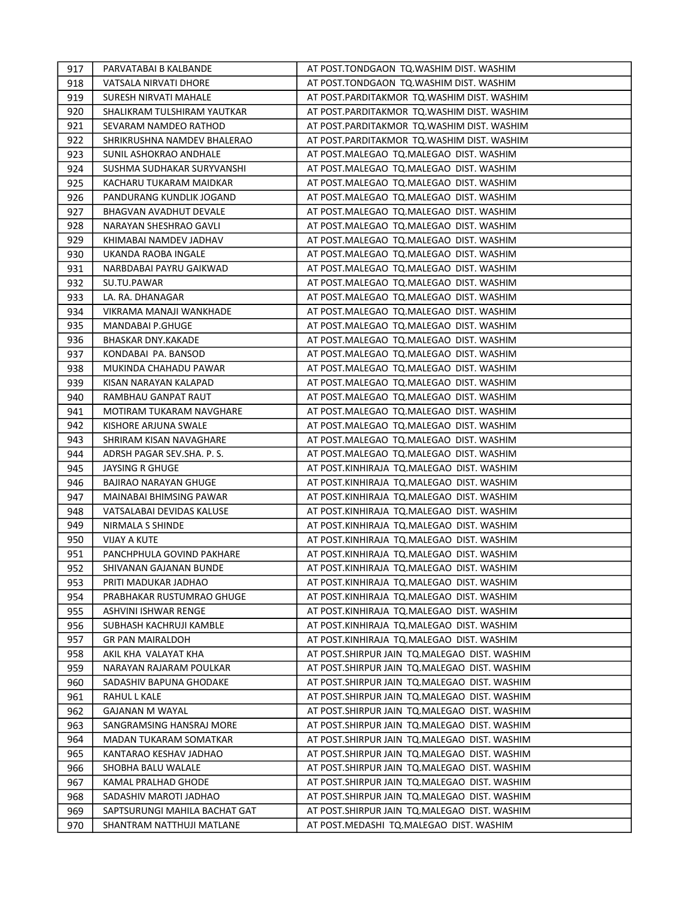| | | |
|---|---|---|
| 917 | PARVATABAI B KALBANDE | AT POST.TONDGAON TQ.WASHIM DIST. WASHIM |
| 918 | VATSALA NIRVATI DHORE | AT POST.TONDGAON TQ.WASHIM DIST. WASHIM |
| 919 | SURESH NIRVATI MAHALE | AT POST.PARDITAKMOR TQ.WASHIM DIST. WASHIM |
| 920 | SHALIKRAM TULSHIRAM YAUTKAR | AT POST.PARDITAKMOR TQ.WASHIM DIST. WASHIM |
| 921 | SEVARAM NAMDEO RATHOD | AT POST.PARDITAKMOR TQ.WASHIM DIST. WASHIM |
| 922 | SHRIKRUSHNA NAMDEV BHALERAO | AT POST.PARDITAKMOR TQ.WASHIM DIST. WASHIM |
| 923 | SUNIL ASHOKRAO ANDHALE | AT POST.MALEGAO TQ.MALEGAO DIST. WASHIM |
| 924 | SUSHMA SUDHAKAR SURYVANSHI | AT POST.MALEGAO TQ.MALEGAO DIST. WASHIM |
| 925 | KACHARU TUKARAM MAIDKAR | AT POST.MALEGAO TQ.MALEGAO DIST. WASHIM |
| 926 | PANDURANG KUNDLIK JOGAND | AT POST.MALEGAO TQ.MALEGAO DIST. WASHIM |
| 927 | BHAGVAN AVADHUT DEVALE | AT POST.MALEGAO TQ.MALEGAO DIST. WASHIM |
| 928 | NARAYAN SHESHRAO GAVLI | AT POST.MALEGAO TQ.MALEGAO DIST. WASHIM |
| 929 | KHIMABAI NAMDEV JADHAV | AT POST.MALEGAO TQ.MALEGAO DIST. WASHIM |
| 930 | UKANDA RAOBA INGALE | AT POST.MALEGAO TQ.MALEGAO DIST. WASHIM |
| 931 | NARBDABAI PAYRU GAIKWAD | AT POST.MALEGAO TQ.MALEGAO DIST. WASHIM |
| 932 | SU.TU.PAWAR | AT POST.MALEGAO TQ.MALEGAO DIST. WASHIM |
| 933 | LA. RA. DHANAGAR | AT POST.MALEGAO TQ.MALEGAO DIST. WASHIM |
| 934 | VIKRAMA MANAJI WANKHADE | AT POST.MALEGAO TQ.MALEGAO DIST. WASHIM |
| 935 | MANDABAI P.GHUGE | AT POST.MALEGAO TQ.MALEGAO DIST. WASHIM |
| 936 | BHASKAR DNY.KAKADE | AT POST.MALEGAO TQ.MALEGAO DIST. WASHIM |
| 937 | KONDABAI PA. BANSOD | AT POST.MALEGAO TQ.MALEGAO DIST. WASHIM |
| 938 | MUKINDA CHAHADU PAWAR | AT POST.MALEGAO TQ.MALEGAO DIST. WASHIM |
| 939 | KISAN NARAYAN KALAPAD | AT POST.MALEGAO TQ.MALEGAO DIST. WASHIM |
| 940 | RAMBHAU GANPAT RAUT | AT POST.MALEGAO TQ.MALEGAO DIST. WASHIM |
| 941 | MOTIRAM TUKARAM NAVGHARE | AT POST.MALEGAO TQ.MALEGAO DIST. WASHIM |
| 942 | KISHORE ARJUNA SWALE | AT POST.MALEGAO TQ.MALEGAO DIST. WASHIM |
| 943 | SHRIRAM KISAN NAVAGHARE | AT POST.MALEGAO TQ.MALEGAO DIST. WASHIM |
| 944 | ADRSH PAGAR SEV.SHA. P. S. | AT POST.MALEGAO TQ.MALEGAO DIST. WASHIM |
| 945 | JAYSING R GHUGE | AT POST.KINHIRAJA TQ.MALEGAO DIST. WASHIM |
| 946 | BAJIRAO NARAYAN GHUGE | AT POST.KINHIRAJA TQ.MALEGAO DIST. WASHIM |
| 947 | MAINABAI BHIMSING PAWAR | AT POST.KINHIRAJA TQ.MALEGAO DIST. WASHIM |
| 948 | VATSALABAI DEVIDAS KALUSE | AT POST.KINHIRAJA TQ.MALEGAO DIST. WASHIM |
| 949 | NIRMALA S SHINDE | AT POST.KINHIRAJA TQ.MALEGAO DIST. WASHIM |
| 950 | VIJAY A KUTE | AT POST.KINHIRAJA TQ.MALEGAO DIST. WASHIM |
| 951 | PANCHPHULA GOVIND PAKHARE | AT POST.KINHIRAJA TQ.MALEGAO DIST. WASHIM |
| 952 | SHIVANAN GAJANAN BUNDE | AT POST.KINHIRAJA TQ.MALEGAO DIST. WASHIM |
| 953 | PRITI MADUKAR JADHAO | AT POST.KINHIRAJA TQ.MALEGAO DIST. WASHIM |
| 954 | PRABHAKAR RUSTUMRAO GHUGE | AT POST.KINHIRAJA TQ.MALEGAO DIST. WASHIM |
| 955 | ASHVINI ISHWAR RENGE | AT POST.KINHIRAJA TQ.MALEGAO DIST. WASHIM |
| 956 | SUBHASH KACHRUJI KAMBLE | AT POST.KINHIRAJA TQ.MALEGAO DIST. WASHIM |
| 957 | GR PAN MAIRALDOH | AT POST.KINHIRAJA TQ.MALEGAO DIST. WASHIM |
| 958 | AKIL KHA VALAYAT KHA | AT POST.SHIRPUR JAIN TQ.MALEGAO DIST. WASHIM |
| 959 | NARAYAN RAJARAM POULKAR | AT POST.SHIRPUR JAIN TQ.MALEGAO DIST. WASHIM |
| 960 | SADASHIV BAPUNA GHODAKE | AT POST.SHIRPUR JAIN TQ.MALEGAO DIST. WASHIM |
| 961 | RAHUL L KALE | AT POST.SHIRPUR JAIN TQ.MALEGAO DIST. WASHIM |
| 962 | GAJANAN M WAYAL | AT POST.SHIRPUR JAIN TQ.MALEGAO DIST. WASHIM |
| 963 | SANGRAMSING HANSRAJ MORE | AT POST.SHIRPUR JAIN TQ.MALEGAO DIST. WASHIM |
| 964 | MADAN TUKARAM SOMATKAR | AT POST.SHIRPUR JAIN TQ.MALEGAO DIST. WASHIM |
| 965 | KANTARAO KESHAV JADHAO | AT POST.SHIRPUR JAIN TQ.MALEGAO DIST. WASHIM |
| 966 | SHOBHA BALU WALALE | AT POST.SHIRPUR JAIN TQ.MALEGAO DIST. WASHIM |
| 967 | KAMAL PRALHAD GHODE | AT POST.SHIRPUR JAIN TQ.MALEGAO DIST. WASHIM |
| 968 | SADASHIV MAROTI JADHAO | AT POST.SHIRPUR JAIN TQ.MALEGAO DIST. WASHIM |
| 969 | SAPTSURUNGI MAHILA BACHAT GAT | AT POST.SHIRPUR JAIN TQ.MALEGAO DIST. WASHIM |
| 970 | SHANTRAM NATTHUJI MATLANE | AT POST.MEDASHI TQ.MALEGAO DIST. WASHIM |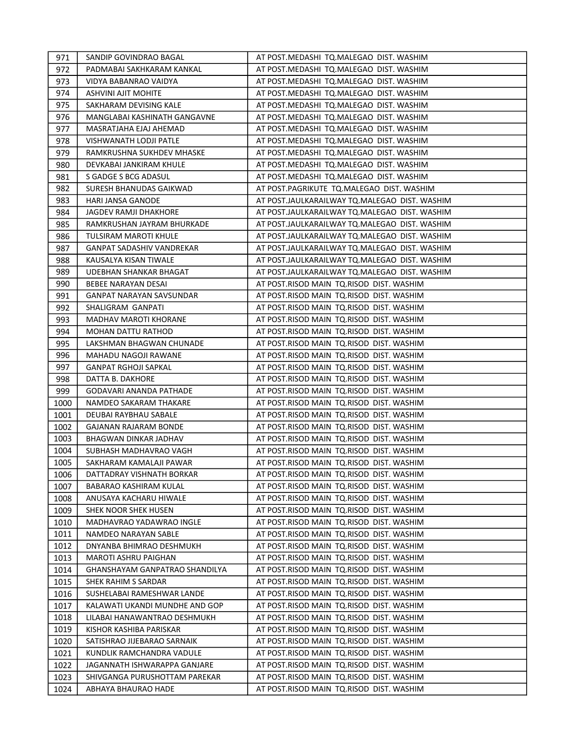| 971 | SANDIP GOVINDRAO BAGAL | AT POST.MEDASHI TQ.MALEGAO DIST. WASHIM |
|---|---|---|
| 972 | PADMABAI SAKHKARAM KANKAL | AT POST.MEDASHI TQ.MALEGAO DIST. WASHIM |
| 973 | VIDYA BABANRAO VAIDYA | AT POST.MEDASHI TQ.MALEGAO DIST. WASHIM |
| 974 | ASHVINI AJIT MOHITE | AT POST.MEDASHI TQ.MALEGAO DIST. WASHIM |
| 975 | SAKHARAM DEVISING KALE | AT POST.MEDASHI TQ.MALEGAO DIST. WASHIM |
| 976 | MANGLABAI KASHINATH GANGAVNE | AT POST.MEDASHI TQ.MALEGAO DIST. WASHIM |
| 977 | MASRATJAHA EJAJ AHEMAD | AT POST.MEDASHI TQ.MALEGAO DIST. WASHIM |
| 978 | VISHWANATH LODJI PATLE | AT POST.MEDASHI TQ.MALEGAO DIST. WASHIM |
| 979 | RAMKRUSHNA SUKHDEV MHASKE | AT POST.MEDASHI TQ.MALEGAO DIST. WASHIM |
| 980 | DEVKABAI JANKIRAM KHULE | AT POST.MEDASHI TQ.MALEGAO DIST. WASHIM |
| 981 | S GADGE S BCG ADASUL | AT POST.MEDASHI TQ.MALEGAO DIST. WASHIM |
| 982 | SURESH BHANUDAS GAIKWAD | AT POST.PAGRIKUTE TQ.MALEGAO DIST. WASHIM |
| 983 | HARI JANSA GANODE | AT POST.JAULKARAILWAY TQ.MALEGAO DIST. WASHIM |
| 984 | JAGDEV RAMJI DHAKHORE | AT POST.JAULKARAILWAY TQ.MALEGAO DIST. WASHIM |
| 985 | RAMKRUSHAN JAYRAM BHURKADE | AT POST.JAULKARAILWAY TQ.MALEGAO DIST. WASHIM |
| 986 | TULSIRAM MAROTI KHULE | AT POST.JAULKARAILWAY TQ.MALEGAO DIST. WASHIM |
| 987 | GANPAT SADASHIV VANDREKAR | AT POST.JAULKARAILWAY TQ.MALEGAO DIST. WASHIM |
| 988 | KAUSALYA KISAN TIWALE | AT POST.JAULKARAILWAY TQ.MALEGAO DIST. WASHIM |
| 989 | UDEBHAN SHANKAR BHAGAT | AT POST.JAULKARAILWAY TQ.MALEGAO DIST. WASHIM |
| 990 | BEBEE NARAYAN DESAI | AT POST.RISOD MAIN TQ.RISOD DIST. WASHIM |
| 991 | GANPAT NARAYAN SAVSUNDAR | AT POST.RISOD MAIN TQ.RISOD DIST. WASHIM |
| 992 | SHALIGRAM GANPATI | AT POST.RISOD MAIN TQ.RISOD DIST. WASHIM |
| 993 | MADHAV MAROTI KHORANE | AT POST.RISOD MAIN TQ.RISOD DIST. WASHIM |
| 994 | MOHAN DATTU RATHOD | AT POST.RISOD MAIN TQ.RISOD DIST. WASHIM |
| 995 | LAKSHMAN BHAGWAN CHUNADE | AT POST.RISOD MAIN TQ.RISOD DIST. WASHIM |
| 996 | MAHADU NAGOJI RAWANE | AT POST.RISOD MAIN TQ.RISOD DIST. WASHIM |
| 997 | GANPAT RGHOJI SAPKAL | AT POST.RISOD MAIN TQ.RISOD DIST. WASHIM |
| 998 | DATTA B. DAKHORE | AT POST.RISOD MAIN TQ.RISOD DIST. WASHIM |
| 999 | GODAVARI ANANDA PATHADE | AT POST.RISOD MAIN TQ.RISOD DIST. WASHIM |
| 1000 | NAMDEO SAKARAM THAKARE | AT POST.RISOD MAIN TQ.RISOD DIST. WASHIM |
| 1001 | DEUBAI RAYBHAU SABALE | AT POST.RISOD MAIN TQ.RISOD DIST. WASHIM |
| 1002 | GAJANAN RAJARAM BONDE | AT POST.RISOD MAIN TQ.RISOD DIST. WASHIM |
| 1003 | BHAGWAN DINKAR JADHAV | AT POST.RISOD MAIN TQ.RISOD DIST. WASHIM |
| 1004 | SUBHASH MADHAVRAO VAGH | AT POST.RISOD MAIN TQ.RISOD DIST. WASHIM |
| 1005 | SAKHARAM KAMALAJI PAWAR | AT POST.RISOD MAIN TQ.RISOD DIST. WASHIM |
| 1006 | DATTADRAY VISHNATH BORKAR | AT POST.RISOD MAIN TQ.RISOD DIST. WASHIM |
| 1007 | BABARAO KASHIRAM KULAL | AT POST.RISOD MAIN TQ.RISOD DIST. WASHIM |
| 1008 | ANUSAYA KACHARU HIWALE | AT POST.RISOD MAIN TQ.RISOD DIST. WASHIM |
| 1009 | SHEK NOOR SHEK HUSEN | AT POST.RISOD MAIN TQ.RISOD DIST. WASHIM |
| 1010 | MADHAVRAO YADAWRAO INGLE | AT POST.RISOD MAIN TQ.RISOD DIST. WASHIM |
| 1011 | NAMDEO NARAYAN SABLE | AT POST.RISOD MAIN TQ.RISOD DIST. WASHIM |
| 1012 | DNYANBA BHIMRAO DESHMUKH | AT POST.RISOD MAIN TQ.RISOD DIST. WASHIM |
| 1013 | MAROTI ASHRU PAIGHAN | AT POST.RISOD MAIN TQ.RISOD DIST. WASHIM |
| 1014 | GHANSHAYAM GANPATRAO SHANDILYA | AT POST.RISOD MAIN TQ.RISOD DIST. WASHIM |
| 1015 | SHEK RAHIM S SARDAR | AT POST.RISOD MAIN TQ.RISOD DIST. WASHIM |
| 1016 | SUSHELABAI RAMESHWAR LANDE | AT POST.RISOD MAIN TQ.RISOD DIST. WASHIM |
| 1017 | KALAWATI UKANDI MUNDHE AND GOP | AT POST.RISOD MAIN TQ.RISOD DIST. WASHIM |
| 1018 | LILABAI HANAWANTRAO DESHMUKH | AT POST.RISOD MAIN TQ.RISOD DIST. WASHIM |
| 1019 | KISHOR KASHIBA PARISKAR | AT POST.RISOD MAIN TQ.RISOD DIST. WASHIM |
| 1020 | SATISHRAO JIJEBARAO SARNAIK | AT POST.RISOD MAIN TQ.RISOD DIST. WASHIM |
| 1021 | KUNDLIK RAMCHANDRA VADULE | AT POST.RISOD MAIN TQ.RISOD DIST. WASHIM |
| 1022 | JAGANNATH ISHWARAPPA GANJARE | AT POST.RISOD MAIN TQ.RISOD DIST. WASHIM |
| 1023 | SHIVGANGA PURUSHOTTAM PAREKAR | AT POST.RISOD MAIN TQ.RISOD DIST. WASHIM |
| 1024 | ABHAYA BHAURAO HADE | AT POST.RISOD MAIN TQ.RISOD DIST. WASHIM |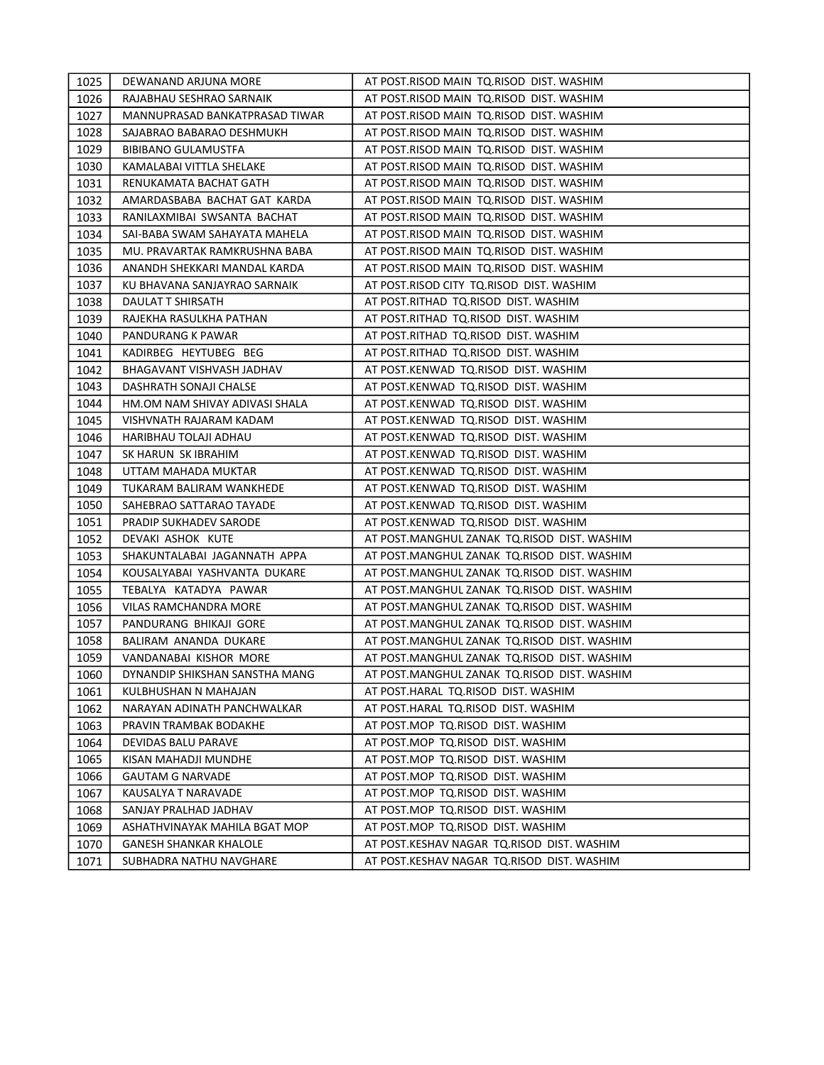| | | |
|---|---|---|
| 1025 | DEWANAND ARJUNA MORE | AT POST.RISOD MAIN TQ.RISOD DIST. WASHIM |
| 1026 | RAJABHAU SESHRAO SARNAIK | AT POST.RISOD MAIN TQ.RISOD DIST. WASHIM |
| 1027 | MANNUPRASAD BANKATPRASAD TIWAR | AT POST.RISOD MAIN TQ.RISOD DIST. WASHIM |
| 1028 | SAJABRAO BABARAO DESHMUKH | AT POST.RISOD MAIN TQ.RISOD DIST. WASHIM |
| 1029 | BIBIBANO GULAMUSTFA | AT POST.RISOD MAIN TQ.RISOD DIST. WASHIM |
| 1030 | KAMALABAI VITTLA SHELAKE | AT POST.RISOD MAIN TQ.RISOD DIST. WASHIM |
| 1031 | RENUKAMATA BACHAT GATH | AT POST.RISOD MAIN TQ.RISOD DIST. WASHIM |
| 1032 | AMARDASBABA BACHAT GAT KARDA | AT POST.RISOD MAIN TQ.RISOD DIST. WASHIM |
| 1033 | RANILAXMIBAI SWSANTA BACHAT | AT POST.RISOD MAIN TQ.RISOD DIST. WASHIM |
| 1034 | SAI-BABA SWAM SAHAYATA MAHELA | AT POST.RISOD MAIN TQ.RISOD DIST. WASHIM |
| 1035 | MU. PRAVARTAK RAMKRUSHNA BABA | AT POST.RISOD MAIN TQ.RISOD DIST. WASHIM |
| 1036 | ANANDH SHEKKARI MANDAL KARDA | AT POST.RISOD MAIN TQ.RISOD DIST. WASHIM |
| 1037 | KU BHAVANA SANJAYRAO SARNAIK | AT POST.RISOD CITY TQ.RISOD DIST. WASHIM |
| 1038 | DAULAT T SHIRSATH | AT POST.RITHAD TQ.RISOD DIST. WASHIM |
| 1039 | RAJEKHA RASULKHA PATHAN | AT POST.RITHAD TQ.RISOD DIST. WASHIM |
| 1040 | PANDURANG K PAWAR | AT POST.RITHAD TQ.RISOD DIST. WASHIM |
| 1041 | KADIRBEG HEYTUBEG BEG | AT POST.RITHAD TQ.RISOD DIST. WASHIM |
| 1042 | BHAGAVANT VISHVASH JADHAV | AT POST.KENWAD TQ.RISOD DIST. WASHIM |
| 1043 | DASHRATH SONAJI CHALSE | AT POST.KENWAD TQ.RISOD DIST. WASHIM |
| 1044 | HM.OM NAM SHIVAY ADIVASI SHALA | AT POST.KENWAD TQ.RISOD DIST. WASHIM |
| 1045 | VISHVNATH RAJARAM KADAM | AT POST.KENWAD TQ.RISOD DIST. WASHIM |
| 1046 | HARIBHAU TOLAJI ADHAU | AT POST.KENWAD TQ.RISOD DIST. WASHIM |
| 1047 | SK HARUN SK IBRAHIM | AT POST.KENWAD TQ.RISOD DIST. WASHIM |
| 1048 | UTTAM MAHADA MUKTAR | AT POST.KENWAD TQ.RISOD DIST. WASHIM |
| 1049 | TUKARAM BALIRAM WANKHEDE | AT POST.KENWAD TQ.RISOD DIST. WASHIM |
| 1050 | SAHEBRAO SATTARAO TAYADE | AT POST.KENWAD TQ.RISOD DIST. WASHIM |
| 1051 | PRADIP SUKHADEV SARODE | AT POST.KENWAD TQ.RISOD DIST. WASHIM |
| 1052 | DEVAKI ASHOK KUTE | AT POST.MANGHUL ZANAK TQ.RISOD DIST. WASHIM |
| 1053 | SHAKUNTALABAI JAGANNATH APPA | AT POST.MANGHUL ZANAK TQ.RISOD DIST. WASHIM |
| 1054 | KOUSALYABAI YASHVANTA DUKARE | AT POST.MANGHUL ZANAK TQ.RISOD DIST. WASHIM |
| 1055 | TEBALYA KATADYA PAWAR | AT POST.MANGHUL ZANAK TQ.RISOD DIST. WASHIM |
| 1056 | VILAS RAMCHANDRA MORE | AT POST.MANGHUL ZANAK TQ.RISOD DIST. WASHIM |
| 1057 | PANDURANG BHIKAJI GORE | AT POST.MANGHUL ZANAK TQ.RISOD DIST. WASHIM |
| 1058 | BALIRAM ANANDA DUKARE | AT POST.MANGHUL ZANAK TQ.RISOD DIST. WASHIM |
| 1059 | VANDANABAI KISHOR MORE | AT POST.MANGHUL ZANAK TQ.RISOD DIST. WASHIM |
| 1060 | DYNANDIP SHIKSHAN SANSTHA MANG | AT POST.MANGHUL ZANAK TQ.RISOD DIST. WASHIM |
| 1061 | KULBHUSHAN N MAHAJAN | AT POST.HARAL TQ.RISOD DIST. WASHIM |
| 1062 | NARAYAN ADINATH PANCHWALKAR | AT POST.HARAL TQ.RISOD DIST. WASHIM |
| 1063 | PRAVIN TRAMBAK BODAKHE | AT POST.MOP TQ.RISOD DIST. WASHIM |
| 1064 | DEVIDAS BALU PARAVE | AT POST.MOP TQ.RISOD DIST. WASHIM |
| 1065 | KISAN MAHADJI MUNDHE | AT POST.MOP TQ.RISOD DIST. WASHIM |
| 1066 | GAUTAM G NARVADE | AT POST.MOP TQ.RISOD DIST. WASHIM |
| 1067 | KAUSALYA T NARAVADE | AT POST.MOP TQ.RISOD DIST. WASHIM |
| 1068 | SANJAY PRALHAD JADHAV | AT POST.MOP TQ.RISOD DIST. WASHIM |
| 1069 | ASHATHVINAYAK MAHILA BGAT MOP | AT POST.MOP TQ.RISOD DIST. WASHIM |
| 1070 | GANESH SHANKAR KHALOLE | AT POST.KESHAV NAGAR TQ.RISOD DIST. WASHIM |
| 1071 | SUBHADRA NATHU NAVGHARE | AT POST.KESHAV NAGAR TQ.RISOD DIST. WASHIM |